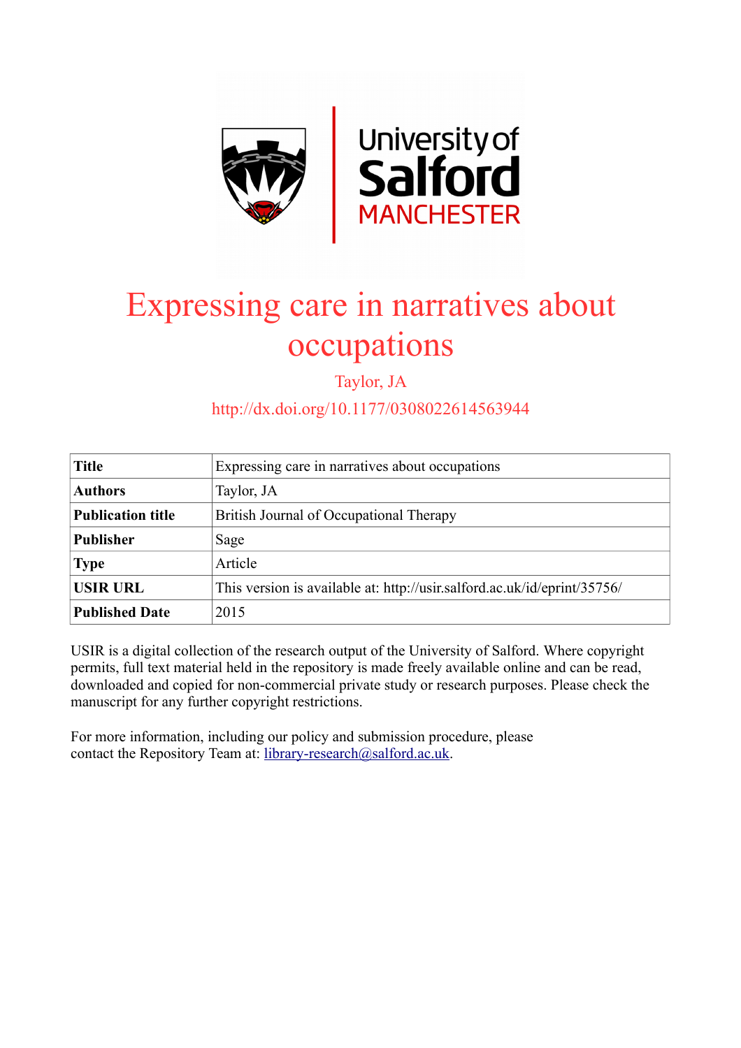# Expressing care in narratives about occupations

Taylor, JA

http://dx.doi.org/10.1177/0308022614563944

| | |
|---|---|
| **Title** | Expressing care in narratives about occupations |
| **Authors** | Taylor, JA |
| **Publication title** | British Journal of Occupational Therapy |
| **Publisher** | Sage |
| **Type** | Article |
| **USIR URL** | This version is available at: http://usir.salford.ac.uk/id/eprint/35756/ |
| **Published Date** | 2015 |

USIR is a digital collection of the research output of the University of Salford. Where copyright permits, full text material held in the repository is made freely available online and can be read, downloaded and copied for non-commercial private study or research purposes. Please check the manuscript for any further copyright restrictions.

For more information, including our policy and submission procedure, please contact the Repository Team at: library-research@salford.ac.uk.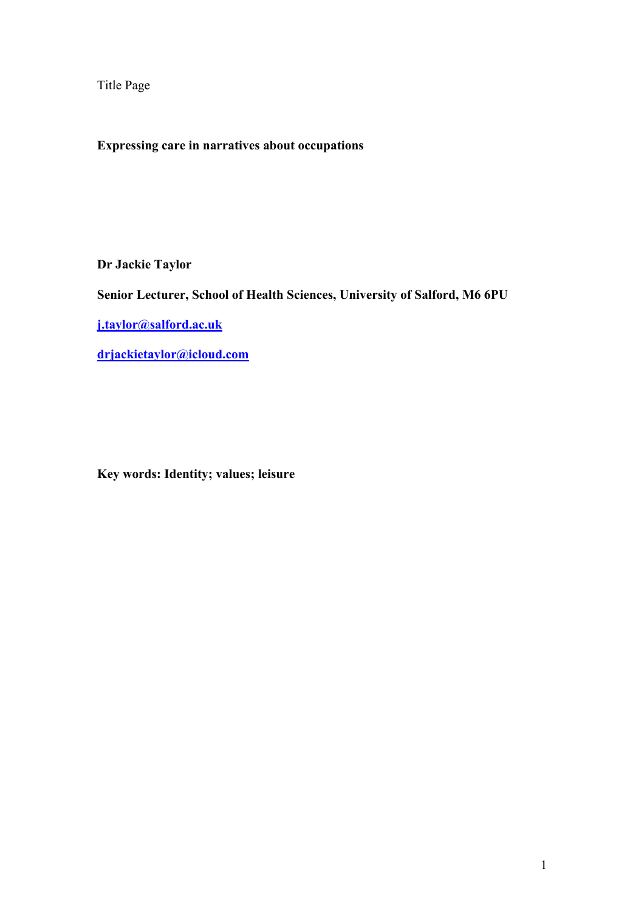Title Page

**Expressing care in narratives about occupations**

**Dr Jackie Taylor**

**Senior Lecturer, School of Health Sciences, University of Salford, M6 6PU**

**j.taylor@salford.ac.uk**

**drjackietaylor@icloud.com**

**Key words: Identity; values; leisure**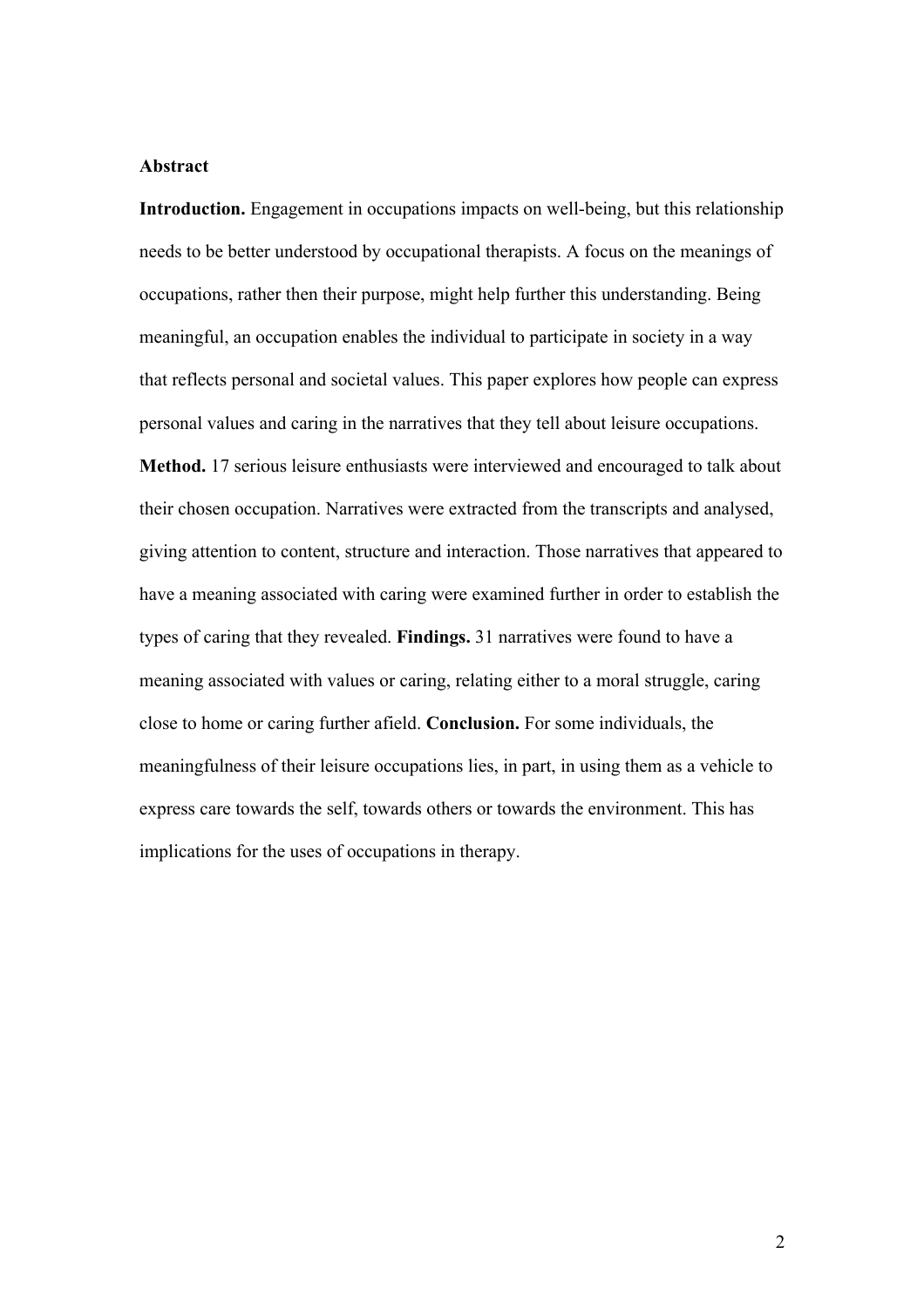**Abstract**

**Introduction.** Engagement in occupations impacts on well-being, but this relationship needs to be better understood by occupational therapists. A focus on the meanings of occupations, rather then their purpose, might help further this understanding. Being meaningful, an occupation enables the individual to participate in society in a way that reflects personal and societal values. This paper explores how people can express personal values and caring in the narratives that they tell about leisure occupations. **Method.** 17 serious leisure enthusiasts were interviewed and encouraged to talk about their chosen occupation. Narratives were extracted from the transcripts and analysed, giving attention to content, structure and interaction. Those narratives that appeared to have a meaning associated with caring were examined further in order to establish the types of caring that they revealed. **Findings.** 31 narratives were found to have a meaning associated with values or caring, relating either to a moral struggle, caring close to home or caring further afield. **Conclusion.** For some individuals, the meaningfulness of their leisure occupations lies, in part, in using them as a vehicle to express care towards the self, towards others or towards the environment. This has implications for the uses of occupations in therapy.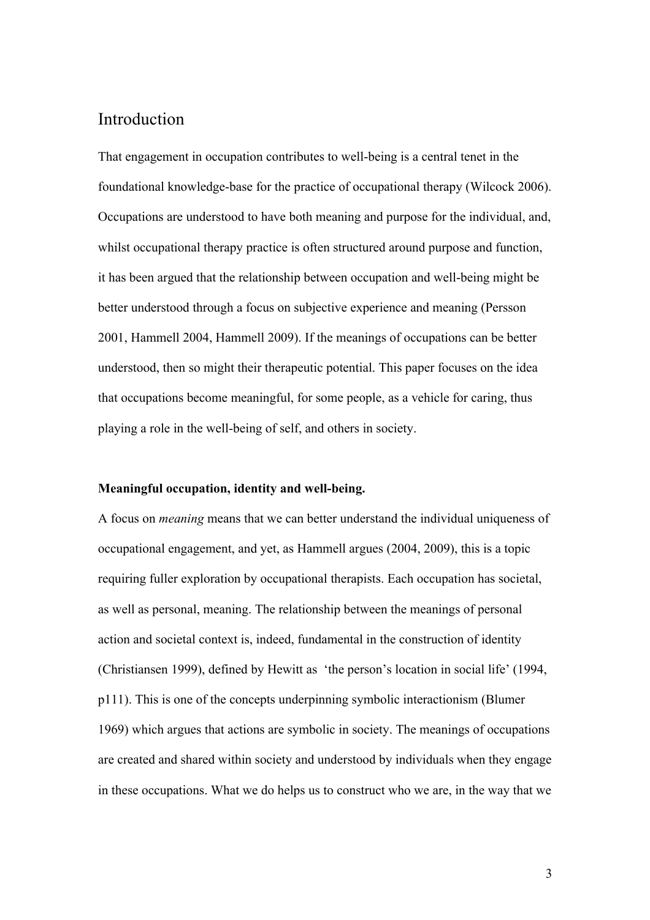# Introduction

That engagement in occupation contributes to well-being is a central tenet in the foundational knowledge-base for the practice of occupational therapy (Wilcock 2006). Occupations are understood to have both meaning and purpose for the individual, and, whilst occupational therapy practice is often structured around purpose and function, it has been argued that the relationship between occupation and well-being might be better understood through a focus on subjective experience and meaning (Persson 2001, Hammell 2004, Hammell 2009). If the meanings of occupations can be better understood, then so might their therapeutic potential. This paper focuses on the idea that occupations become meaningful, for some people, as a vehicle for caring, thus playing a role in the well-being of self, and others in society.

**Meaningful occupation, identity and well-being.**

A focus on *meaning* means that we can better understand the individual uniqueness of occupational engagement, and yet, as Hammell argues (2004, 2009), this is a topic requiring fuller exploration by occupational therapists. Each occupation has societal, as well as personal, meaning. The relationship between the meanings of personal action and societal context is, indeed, fundamental in the construction of identity (Christiansen 1999), defined by Hewitt as 'the person's location in social life' (1994, p111). This is one of the concepts underpinning symbolic interactionism (Blumer 1969) which argues that actions are symbolic in society. The meanings of occupations are created and shared within society and understood by individuals when they engage in these occupations. What we do helps us to construct who we are, in the way that we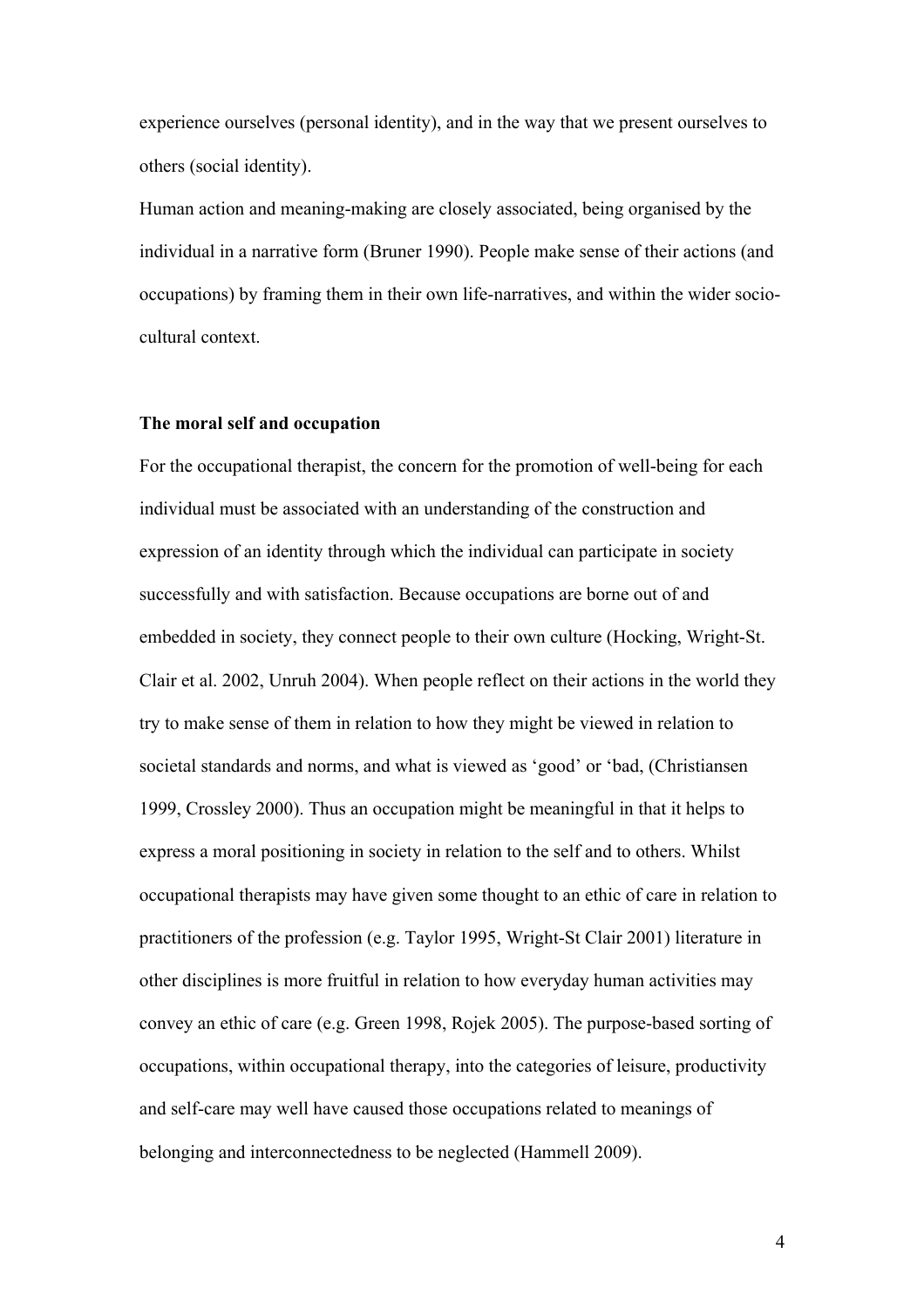experience ourselves (personal identity), and in the way that we present ourselves to others (social identity).

Human action and meaning-making are closely associated, being organised by the individual in a narrative form (Bruner 1990). People make sense of their actions (and occupations) by framing them in their own life-narratives, and within the wider socio-cultural context.

**The moral self and occupation**

For the occupational therapist, the concern for the promotion of well-being for each individual must be associated with an understanding of the construction and expression of an identity through which the individual can participate in society successfully and with satisfaction. Because occupations are borne out of and embedded in society, they connect people to their own culture (Hocking, Wright-St. Clair et al. 2002, Unruh 2004). When people reflect on their actions in the world they try to make sense of them in relation to how they might be viewed in relation to societal standards and norms, and what is viewed as 'good' or 'bad, (Christiansen 1999, Crossley 2000). Thus an occupation might be meaningful in that it helps to express a moral positioning in society in relation to the self and to others. Whilst occupational therapists may have given some thought to an ethic of care in relation to practitioners of the profession (e.g. Taylor 1995, Wright-St Clair 2001) literature in other disciplines is more fruitful in relation to how everyday human activities may convey an ethic of care (e.g. Green 1998, Rojek 2005). The purpose-based sorting of occupations, within occupational therapy, into the categories of leisure, productivity and self-care may well have caused those occupations related to meanings of belonging and interconnectedness to be neglected (Hammell 2009).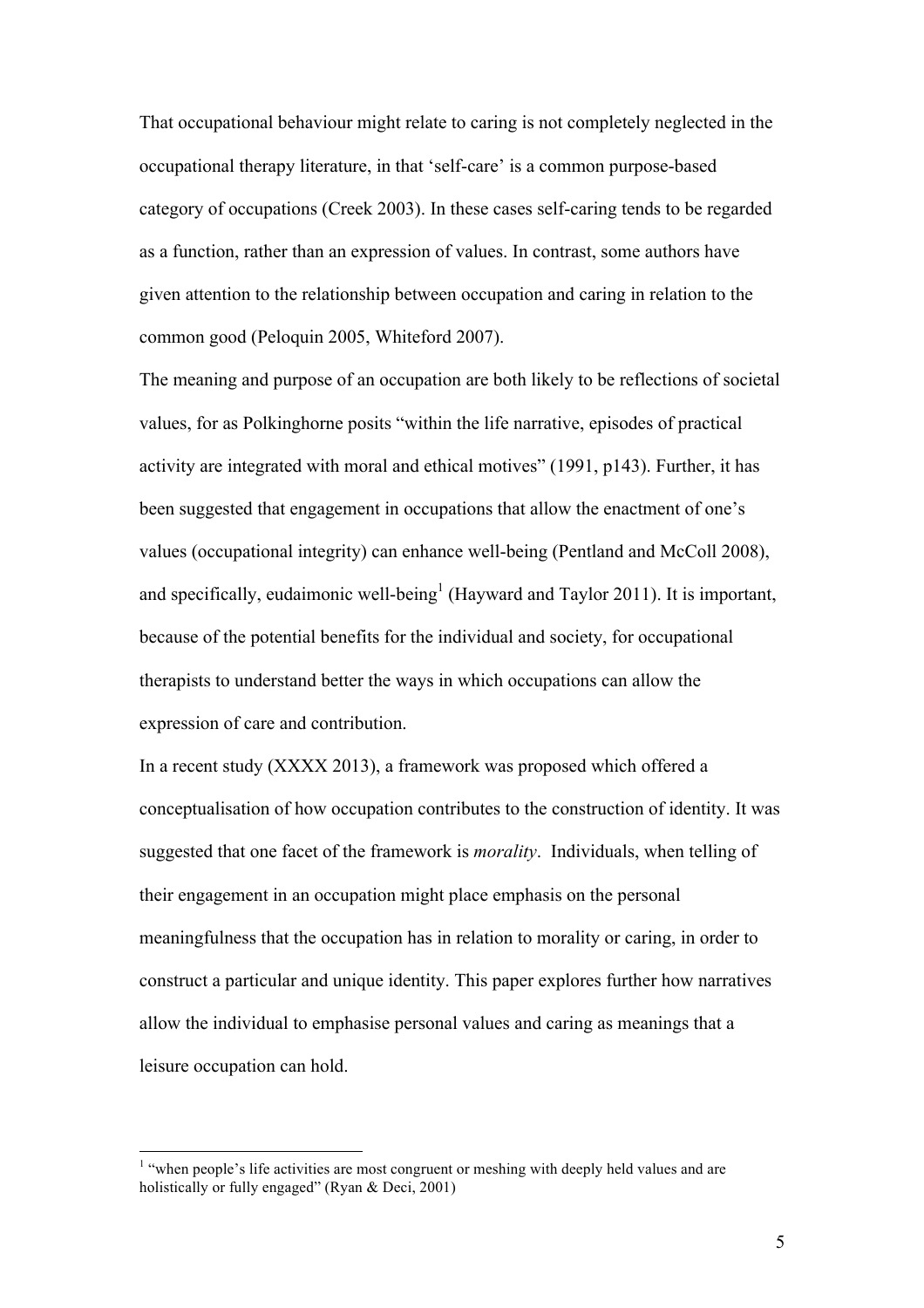That occupational behaviour might relate to caring is not completely neglected in the occupational therapy literature, in that 'self-care' is a common purpose-based category of occupations (Creek 2003). In these cases self-caring tends to be regarded as a function, rather than an expression of values. In contrast, some authors have given attention to the relationship between occupation and caring in relation to the common good (Peloquin 2005, Whiteford 2007).

The meaning and purpose of an occupation are both likely to be reflections of societal values, for as Polkinghorne posits "within the life narrative, episodes of practical activity are integrated with moral and ethical motives" (1991, p143). Further, it has been suggested that engagement in occupations that allow the enactment of one's values (occupational integrity) can enhance well-being (Pentland and McColl 2008), and specifically, eudaimonic well-being[1] (Hayward and Taylor 2011). It is important, because of the potential benefits for the individual and society, for occupational therapists to understand better the ways in which occupations can allow the expression of care and contribution.

In a recent study (XXXX 2013), a framework was proposed which offered a conceptualisation of how occupation contributes to the construction of identity. It was suggested that one facet of the framework is *morality*. Individuals, when telling of their engagement in an occupation might place emphasis on the personal meaningfulness that the occupation has in relation to morality or caring, in order to construct a particular and unique identity. This paper explores further how narratives allow the individual to emphasise personal values and caring as meanings that a leisure occupation can hold.

[1] "when people's life activities are most congruent or meshing with deeply held values and are holistically or fully engaged" (Ryan & Deci, 2001)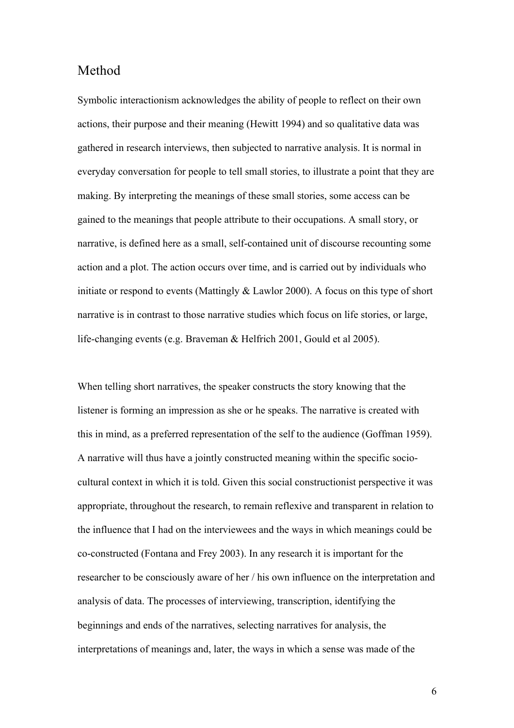## Method

Symbolic interactionism acknowledges the ability of people to reflect on their own actions, their purpose and their meaning (Hewitt 1994) and so qualitative data was gathered in research interviews, then subjected to narrative analysis. It is normal in everyday conversation for people to tell small stories, to illustrate a point that they are making. By interpreting the meanings of these small stories, some access can be gained to the meanings that people attribute to their occupations. A small story, or narrative, is defined here as a small, self-contained unit of discourse recounting some action and a plot. The action occurs over time, and is carried out by individuals who initiate or respond to events (Mattingly & Lawlor 2000). A focus on this type of short narrative is in contrast to those narrative studies which focus on life stories, or large, life-changing events (e.g. Braveman & Helfrich 2001, Gould et al 2005).

When telling short narratives, the speaker constructs the story knowing that the listener is forming an impression as she or he speaks. The narrative is created with this in mind, as a preferred representation of the self to the audience (Goffman 1959). A narrative will thus have a jointly constructed meaning within the specific socio-cultural context in which it is told. Given this social constructionist perspective it was appropriate, throughout the research, to remain reflexive and transparent in relation to the influence that I had on the interviewees and the ways in which meanings could be co-constructed (Fontana and Frey 2003). In any research it is important for the researcher to be consciously aware of her / his own influence on the interpretation and analysis of data. The processes of interviewing, transcription, identifying the beginnings and ends of the narratives, selecting narratives for analysis, the interpretations of meanings and, later, the ways in which a sense was made of the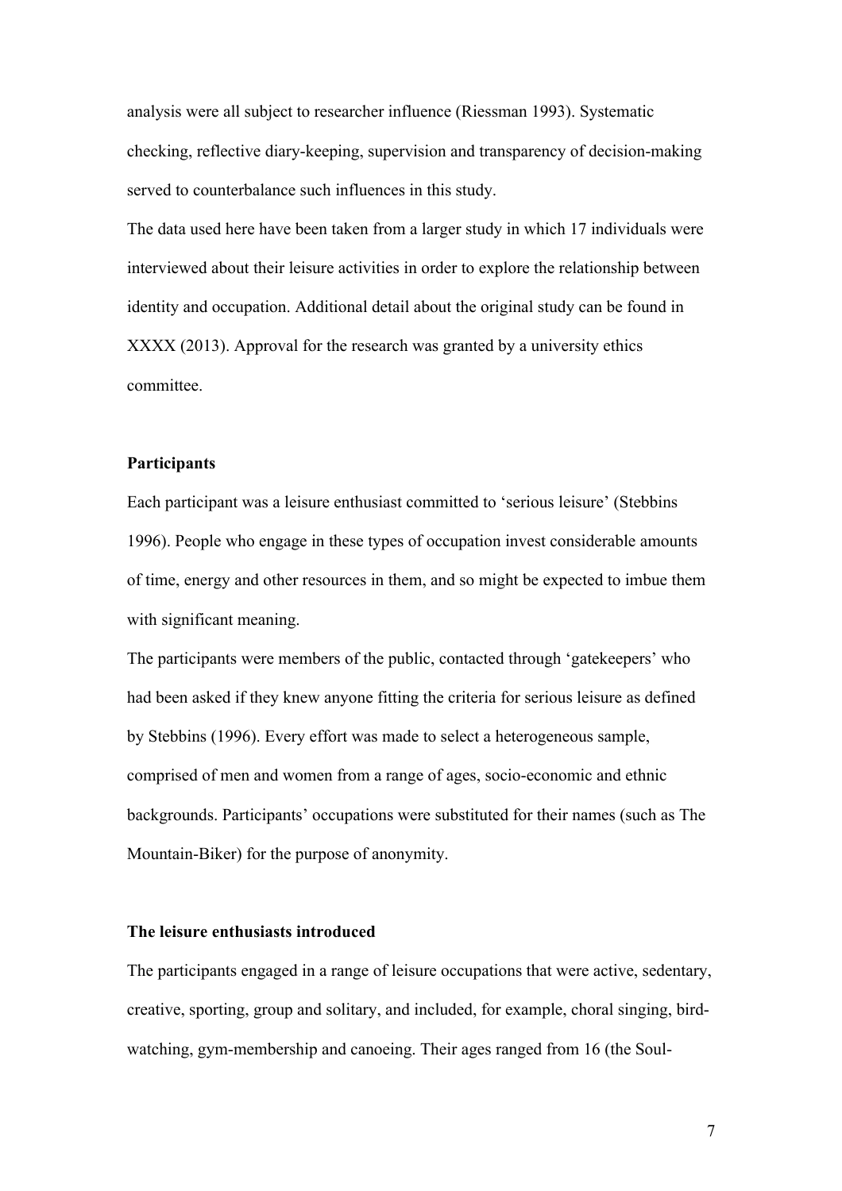analysis were all subject to researcher influence (Riessman 1993). Systematic checking, reflective diary-keeping, supervision and transparency of decision-making served to counterbalance such influences in this study.

The data used here have been taken from a larger study in which 17 individuals were interviewed about their leisure activities in order to explore the relationship between identity and occupation. Additional detail about the original study can be found in XXXX (2013). Approval for the research was granted by a university ethics committee.

**Participants**

Each participant was a leisure enthusiast committed to 'serious leisure' (Stebbins 1996). People who engage in these types of occupation invest considerable amounts of time, energy and other resources in them, and so might be expected to imbue them with significant meaning.

The participants were members of the public, contacted through 'gatekeepers' who had been asked if they knew anyone fitting the criteria for serious leisure as defined by Stebbins (1996). Every effort was made to select a heterogeneous sample, comprised of men and women from a range of ages, socio-economic and ethnic backgrounds. Participants' occupations were substituted for their names (such as The Mountain-Biker) for the purpose of anonymity.

**The leisure enthusiasts introduced**

The participants engaged in a range of leisure occupations that were active, sedentary, creative, sporting, group and solitary, and included, for example, choral singing, bird-watching, gym-membership and canoeing. Their ages ranged from 16 (the Soul-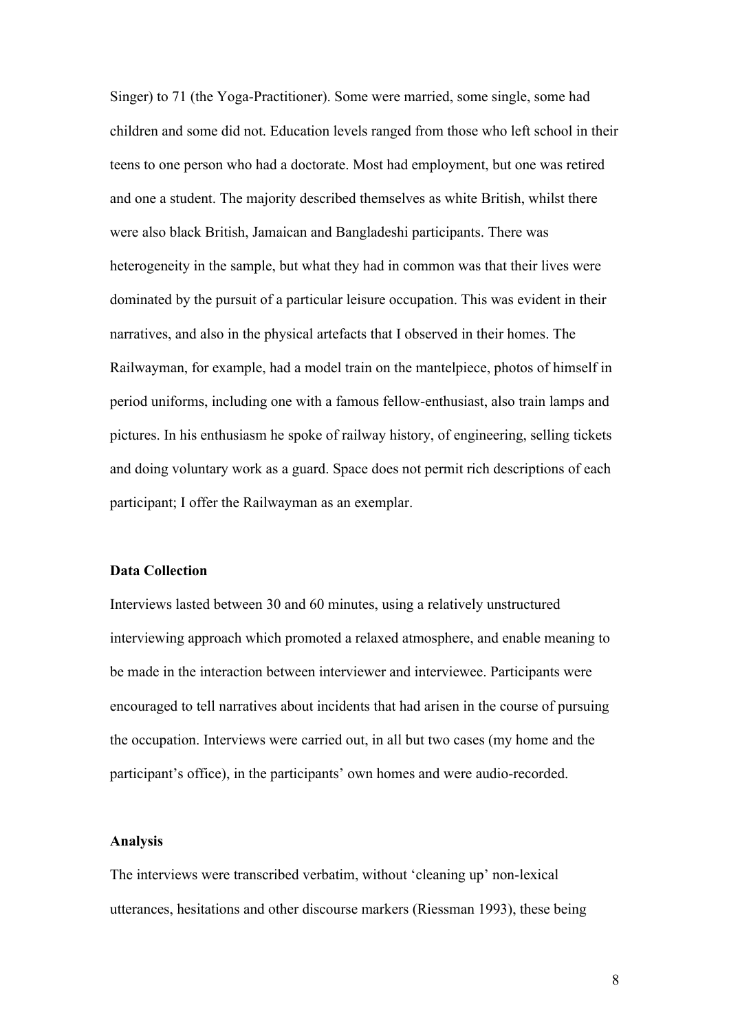Singer) to 71 (the Yoga-Practitioner). Some were married, some single, some had children and some did not. Education levels ranged from those who left school in their teens to one person who had a doctorate. Most had employment, but one was retired and one a student. The majority described themselves as white British, whilst there were also black British, Jamaican and Bangladeshi participants. There was heterogeneity in the sample, but what they had in common was that their lives were dominated by the pursuit of a particular leisure occupation. This was evident in their narratives, and also in the physical artefacts that I observed in their homes. The Railwayman, for example, had a model train on the mantelpiece, photos of himself in period uniforms, including one with a famous fellow-enthusiast, also train lamps and pictures. In his enthusiasm he spoke of railway history, of engineering, selling tickets and doing voluntary work as a guard. Space does not permit rich descriptions of each participant; I offer the Railwayman as an exemplar.

**Data Collection**

Interviews lasted between 30 and 60 minutes, using a relatively unstructured interviewing approach which promoted a relaxed atmosphere, and enable meaning to be made in the interaction between interviewer and interviewee. Participants were encouraged to tell narratives about incidents that had arisen in the course of pursuing the occupation. Interviews were carried out, in all but two cases (my home and the participant's office), in the participants' own homes and were audio-recorded.

**Analysis**

The interviews were transcribed verbatim, without 'cleaning up' non-lexical utterances, hesitations and other discourse markers (Riessman 1993), these being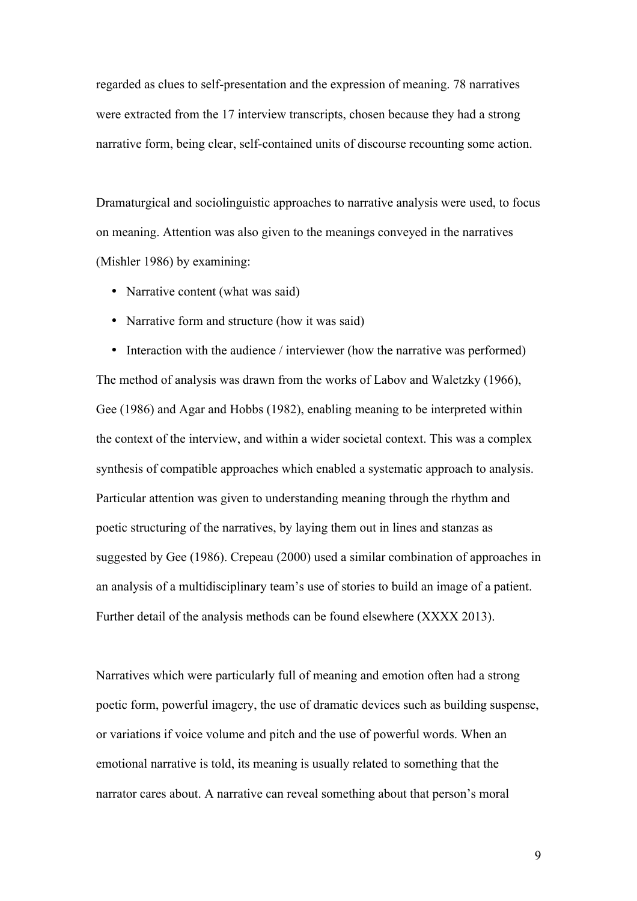regarded as clues to self-presentation and the expression of meaning. 78 narratives were extracted from the 17 interview transcripts, chosen because they had a strong narrative form, being clear, self-contained units of discourse recounting some action.

Dramaturgical and sociolinguistic approaches to narrative analysis were used, to focus on meaning. Attention was also given to the meanings conveyed in the narratives (Mishler 1986) by examining:

- Narrative content (what was said)
- Narrative form and structure (how it was said)
- Interaction with the audience / interviewer (how the narrative was performed)

The method of analysis was drawn from the works of Labov and Waletzky (1966), Gee (1986) and Agar and Hobbs (1982), enabling meaning to be interpreted within the context of the interview, and within a wider societal context. This was a complex synthesis of compatible approaches which enabled a systematic approach to analysis. Particular attention was given to understanding meaning through the rhythm and poetic structuring of the narratives, by laying them out in lines and stanzas as suggested by Gee (1986). Crepeau (2000) used a similar combination of approaches in an analysis of a multidisciplinary team's use of stories to build an image of a patient. Further detail of the analysis methods can be found elsewhere (XXXX 2013).

Narratives which were particularly full of meaning and emotion often had a strong poetic form, powerful imagery, the use of dramatic devices such as building suspense, or variations if voice volume and pitch and the use of powerful words. When an emotional narrative is told, its meaning is usually related to something that the narrator cares about. A narrative can reveal something about that person's moral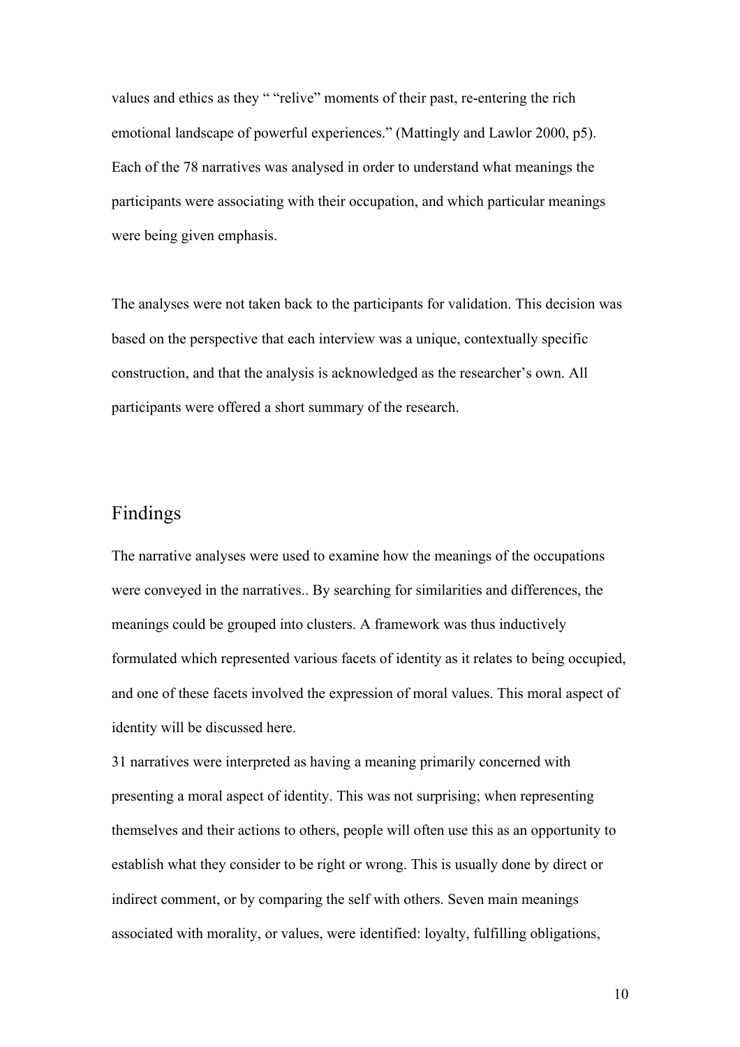values and ethics as they " "relive" moments of their past, re-entering the rich emotional landscape of powerful experiences." (Mattingly and Lawlor 2000, p5). Each of the 78 narratives was analysed in order to understand what meanings the participants were associating with their occupation, and which particular meanings were being given emphasis.

The analyses were not taken back to the participants for validation. This decision was based on the perspective that each interview was a unique, contextually specific construction, and that the analysis is acknowledged as the researcher's own. All participants were offered a short summary of the research.

## Findings

The narrative analyses were used to examine how the meanings of the occupations were conveyed in the narratives.. By searching for similarities and differences, the meanings could be grouped into clusters. A framework was thus inductively formulated which represented various facets of identity as it relates to being occupied, and one of these facets involved the expression of moral values. This moral aspect of identity will be discussed here.

31 narratives were interpreted as having a meaning primarily concerned with presenting a moral aspect of identity. This was not surprising; when representing themselves and their actions to others, people will often use this as an opportunity to establish what they consider to be right or wrong. This is usually done by direct or indirect comment, or by comparing the self with others. Seven main meanings associated with morality, or values, were identified: loyalty, fulfilling obligations,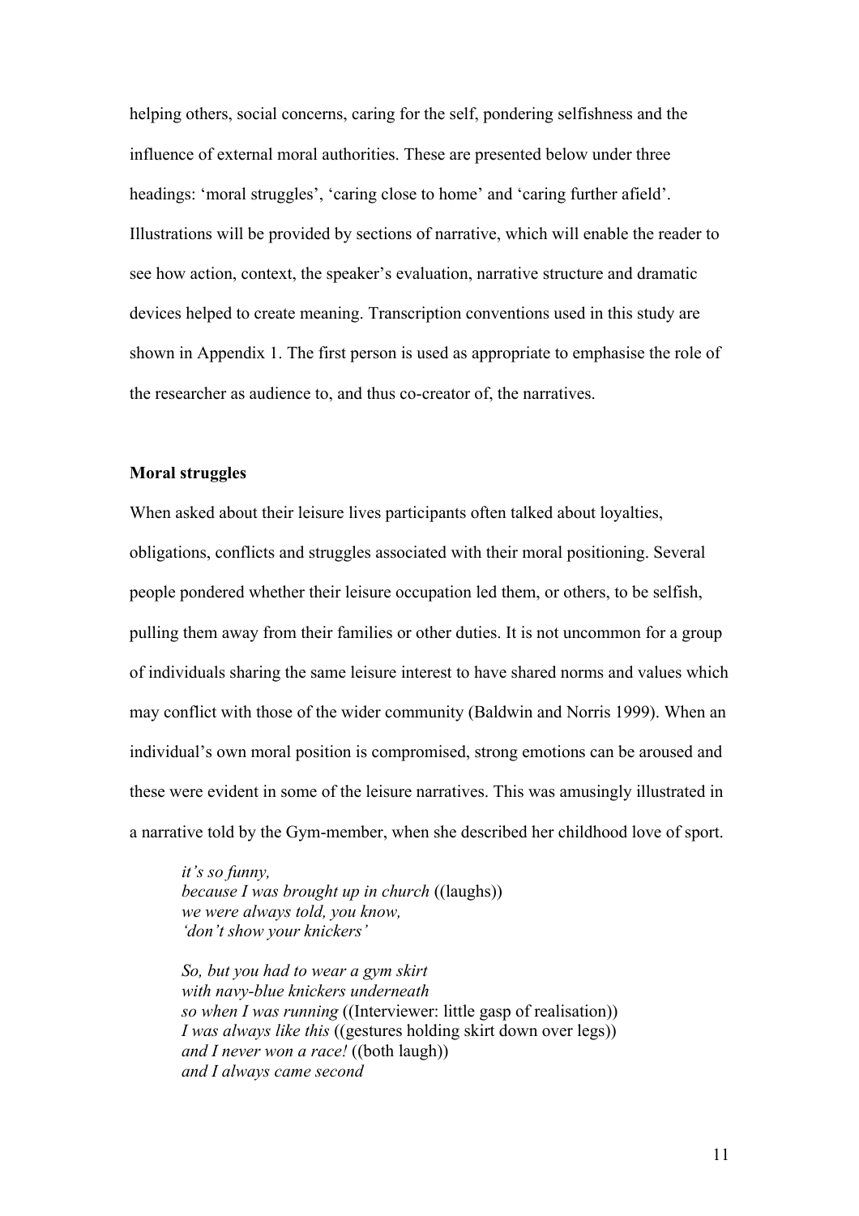helping others, social concerns, caring for the self, pondering selfishness and the influence of external moral authorities. These are presented below under three headings: 'moral struggles', 'caring close to home' and 'caring further afield'. Illustrations will be provided by sections of narrative, which will enable the reader to see how action, context, the speaker's evaluation, narrative structure and dramatic devices helped to create meaning. Transcription conventions used in this study are shown in Appendix 1. The first person is used as appropriate to emphasise the role of the researcher as audience to, and thus co-creator of, the narratives.

**Moral struggles**

When asked about their leisure lives participants often talked about loyalties, obligations, conflicts and struggles associated with their moral positioning. Several people pondered whether their leisure occupation led them, or others, to be selfish, pulling them away from their families or other duties. It is not uncommon for a group of individuals sharing the same leisure interest to have shared norms and values which may conflict with those of the wider community (Baldwin and Norris 1999). When an individual's own moral position is compromised, strong emotions can be aroused and these were evident in some of the leisure narratives. This was amusingly illustrated in a narrative told by the Gym-member, when she described her childhood love of sport.

> *it's so funny,*
> *because I was brought up in church* ((laughs))
> *we were always told, you know,*
> *'don't show your knickers'*
>
> *So, but you had to wear a gym skirt*
> *with navy-blue knickers underneath*
> *so when I was running* ((Interviewer: little gasp of realisation))
> *I was always like this* ((gestures holding skirt down over legs))
> *and I never won a race!* ((both laugh))
> *and I always came second*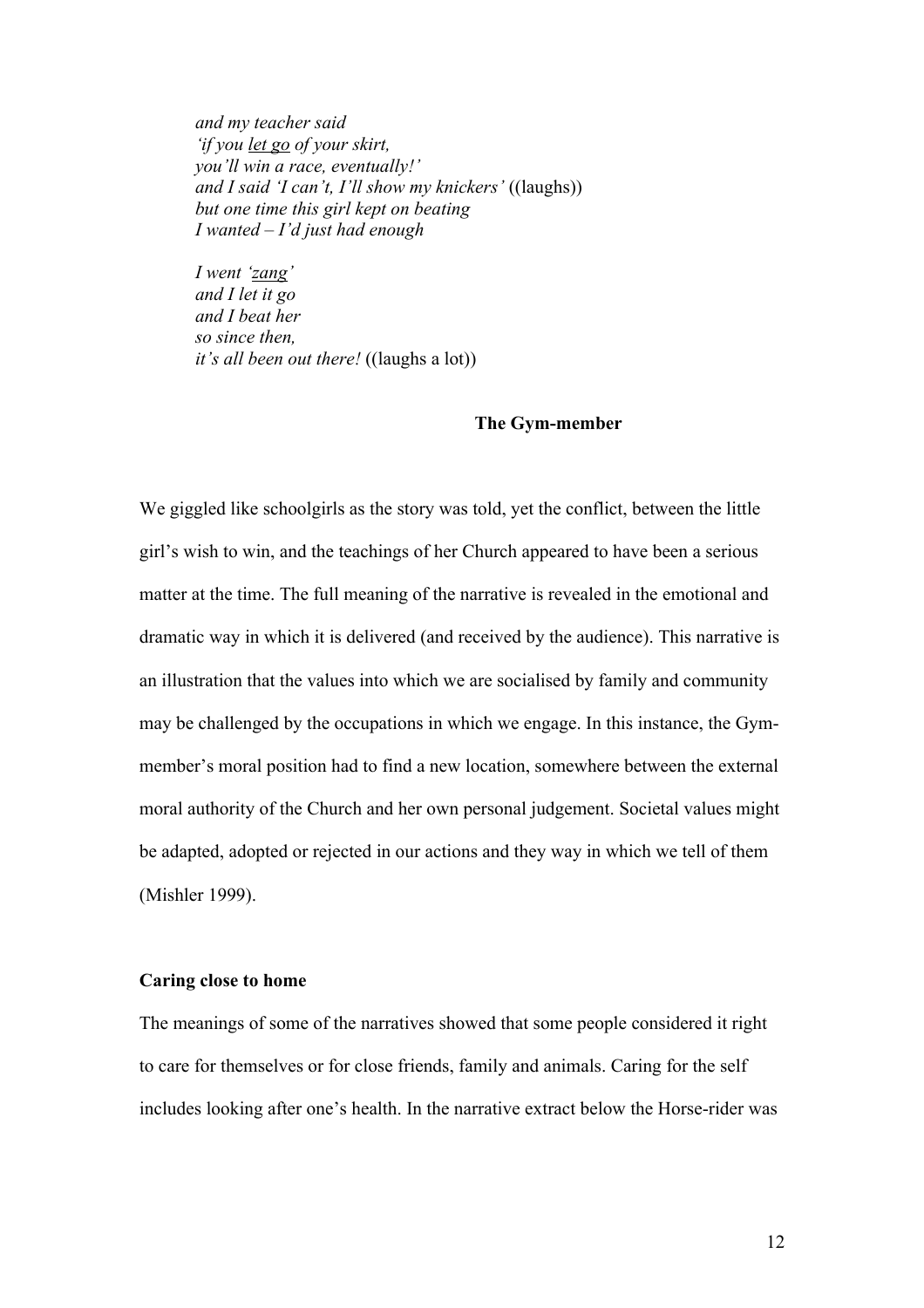*and my teacher said*  
*'if you <u>let go</u> of your skirt,*  
*you'll win a race, eventually!'*  
*and I said 'I can't, I'll show my knickers'* ((laughs))  
*but one time this girl kept on beating*  
*I wanted – I'd just had enough*

*I went '<u>zang</u>'*  
*and I let it go*  
*and I beat her*  
*so since then,*  
*it's all been out there!* ((laughs a lot))

**The Gym-member**

We giggled like schoolgirls as the story was told, yet the conflict, between the little girl's wish to win, and the teachings of her Church appeared to have been a serious matter at the time. The full meaning of the narrative is revealed in the emotional and dramatic way in which it is delivered (and received by the audience). This narrative is an illustration that the values into which we are socialised by family and community may be challenged by the occupations in which we engage. In this instance, the Gym-member's moral position had to find a new location, somewhere between the external moral authority of the Church and her own personal judgement. Societal values might be adapted, adopted or rejected in our actions and they way in which we tell of them (Mishler 1999).

**Caring close to home**

The meanings of some of the narratives showed that some people considered it right to care for themselves or for close friends, family and animals. Caring for the self includes looking after one's health. In the narrative extract below the Horse-rider was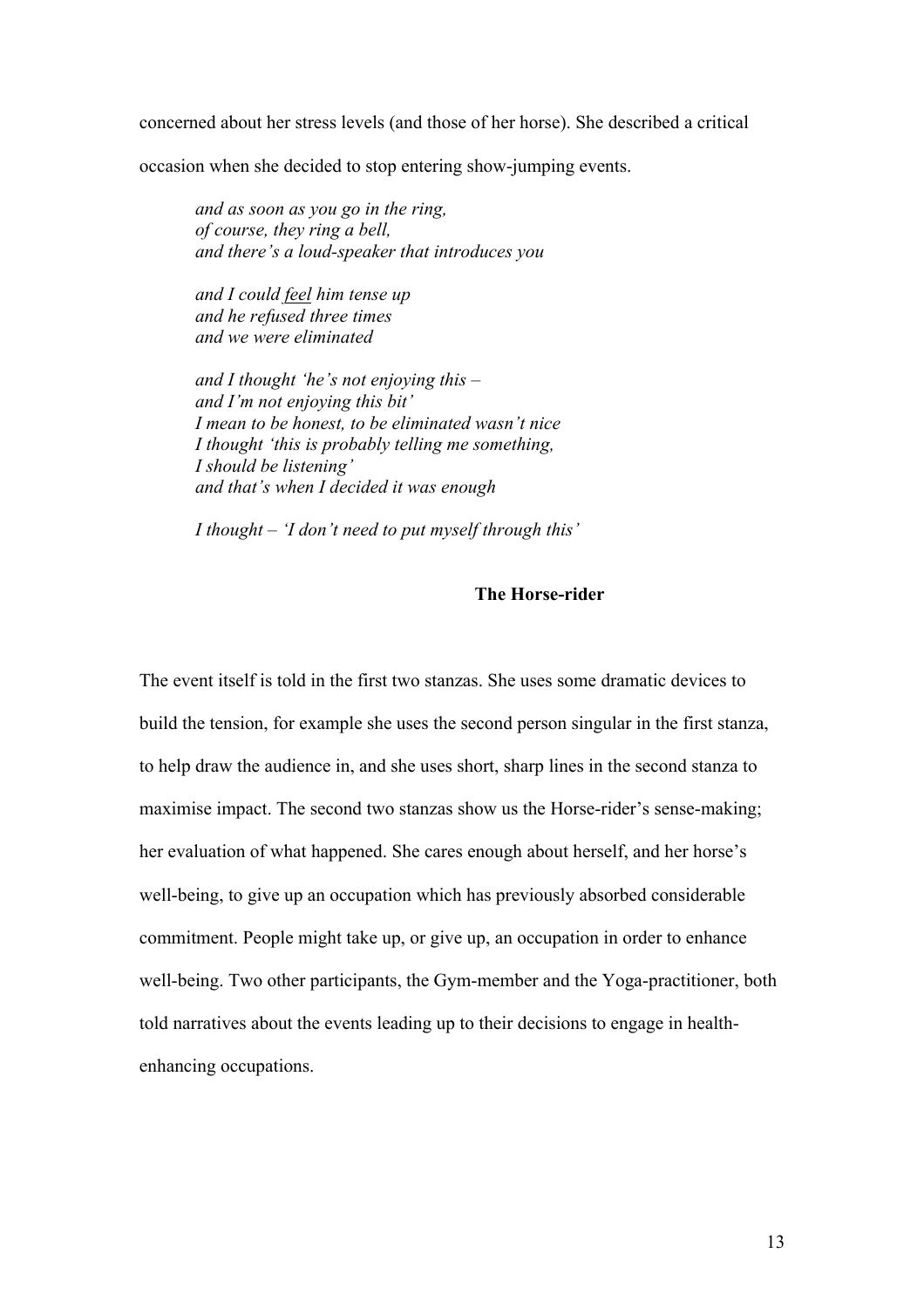concerned about her stress levels (and those of her horse). She described a critical occasion when she decided to stop entering show-jumping events.

> *and as soon as you go in the ring,*
> *of course, they ring a bell,*
> *and there's a loud-speaker that introduces you*
>
> *and I could <u>feel</u> him tense up*
> *and he refused three times*
> *and we were eliminated*
>
> *and I thought 'he's not enjoying this –*
> *and I'm not enjoying this bit'*
> *I mean to be honest, to be eliminated wasn't nice*
> *I thought 'this is probably telling me something,*
> *I should be listening'*
> *and that's when I decided it was enough*
>
> *I thought – 'I don't need to put myself through this'*

**The Horse-rider**

The event itself is told in the first two stanzas. She uses some dramatic devices to build the tension, for example she uses the second person singular in the first stanza, to help draw the audience in, and she uses short, sharp lines in the second stanza to maximise impact. The second two stanzas show us the Horse-rider's sense-making; her evaluation of what happened. She cares enough about herself, and her horse's well-being, to give up an occupation which has previously absorbed considerable commitment. People might take up, or give up, an occupation in order to enhance well-being. Two other participants, the Gym-member and the Yoga-practitioner, both told narratives about the events leading up to their decisions to engage in health-enhancing occupations.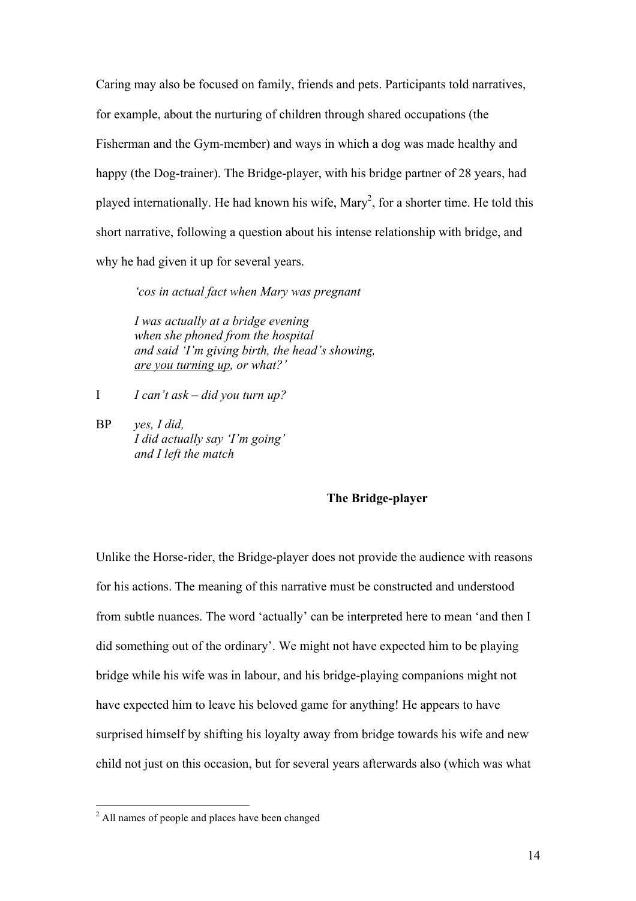Caring may also be focused on family, friends and pets. Participants told narratives, for example, about the nurturing of children through shared occupations (the Fisherman and the Gym-member) and ways in which a dog was made healthy and happy (the Dog-trainer). The Bridge-player, with his bridge partner of 28 years, had played internationally. He had known his wife, Mary[2], for a shorter time. He told this short narrative, following a question about his intense relationship with bridge, and why he had given it up for several years.

> *'cos in actual fact when Mary was pregnant*
>
> *I was actually at a bridge evening*
> *when she phoned from the hospital*
> *and said 'I'm giving birth, the head's showing,*
> *<u>are you turning up</u>, or what?'*

I *I can't ask – did you turn up?*

BP *yes, I did,*
*I did actually say 'I'm going'*
*and I left the match*

**The Bridge-player**

Unlike the Horse-rider, the Bridge-player does not provide the audience with reasons for his actions. The meaning of this narrative must be constructed and understood from subtle nuances. The word 'actually' can be interpreted here to mean 'and then I did something out of the ordinary'. We might not have expected him to be playing bridge while his wife was in labour, and his bridge-playing companions might not have expected him to leave his beloved game for anything! He appears to have surprised himself by shifting his loyalty away from bridge towards his wife and new child not just on this occasion, but for several years afterwards also (which was what

[2] All names of people and places have been changed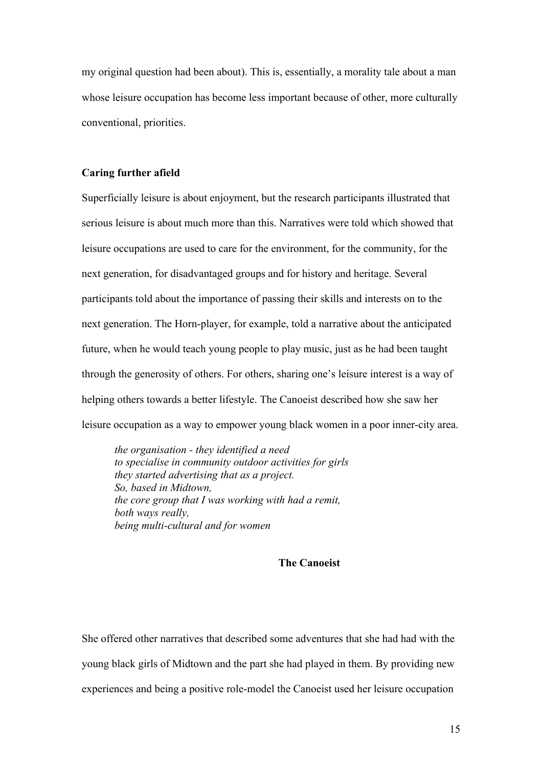my original question had been about). This is, essentially, a morality tale about a man whose leisure occupation has become less important because of other, more culturally conventional, priorities.

**Caring further afield**

Superficially leisure is about enjoyment, but the research participants illustrated that serious leisure is about much more than this. Narratives were told which showed that leisure occupations are used to care for the environment, for the community, for the next generation, for disadvantaged groups and for history and heritage. Several participants told about the importance of passing their skills and interests on to the next generation. The Horn-player, for example, told a narrative about the anticipated future, when he would teach young people to play music, just as he had been taught through the generosity of others. For others, sharing one's leisure interest is a way of helping others towards a better lifestyle. The Canoeist described how she saw her leisure occupation as a way to empower young black women in a poor inner-city area.

> *the organisation - they identified a need*
> *to specialise in community outdoor activities for girls*
> *they started advertising that as a project.*
> *So, based in Midtown,*
> *the core group that I was working with had a remit,*
> *both ways really,*
> *being multi-cultural and for women*
>
> **The Canoeist**

She offered other narratives that described some adventures that she had had with the young black girls of Midtown and the part she had played in them. By providing new experiences and being a positive role-model the Canoeist used her leisure occupation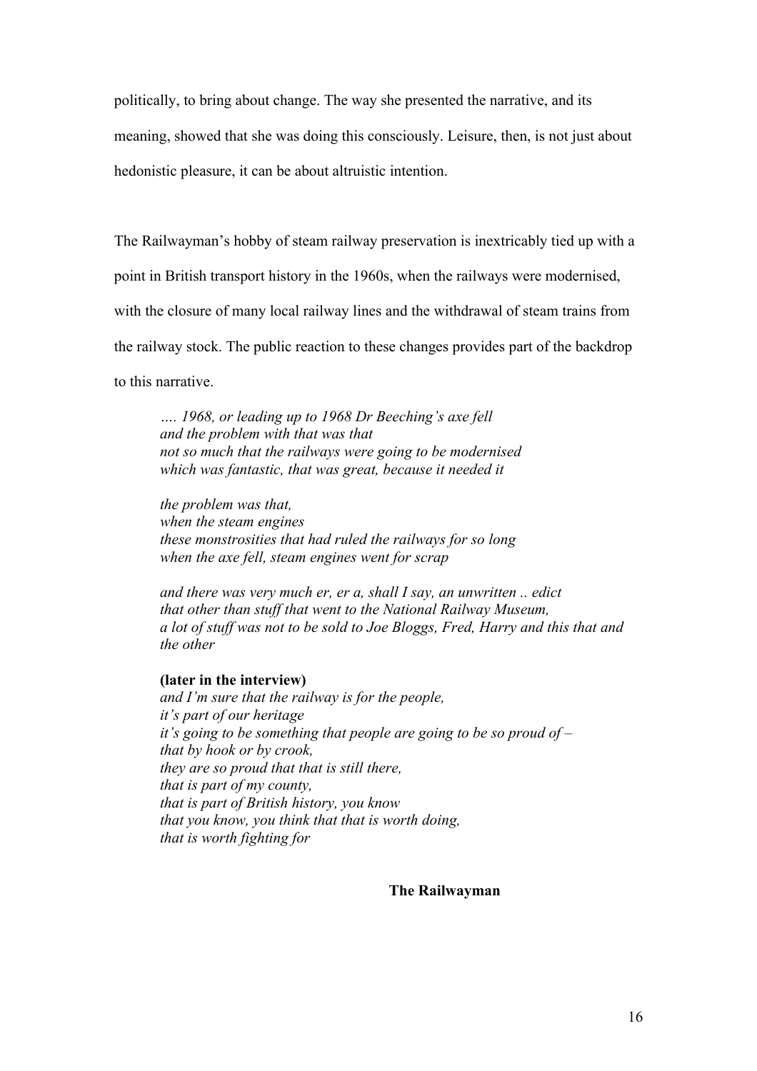politically, to bring about change. The way she presented the narrative, and its meaning, showed that she was doing this consciously. Leisure, then, is not just about hedonistic pleasure, it can be about altruistic intention.

The Railwayman's hobby of steam railway preservation is inextricably tied up with a point in British transport history in the 1960s, when the railways were modernised, with the closure of many local railway lines and the withdrawal of steam trains from the railway stock. The public reaction to these changes provides part of the backdrop to this narrative.

> *…. 1968, or leading up to 1968 Dr Beeching's axe fell*
> *and the problem with that was that*
> *not so much that the railways were going to be modernised*
> *which was fantastic, that was great, because it needed it*
>
> *the problem was that,*
> *when the steam engines*
> *these monstrosities that had ruled the railways for so long*
> *when the axe fell, steam engines went for scrap*
>
> *and there was very much er, er a, shall I say, an unwritten .. edict*
> *that other than stuff that went to the National Railway Museum,*
> *a lot of stuff was not to be sold to Joe Bloggs, Fred, Harry and this that and the other*
>
> **(later in the interview)**
> *and I'm sure that the railway is for the people,*
> *it's part of our heritage*
> *it's going to be something that people are going to be so proud of –*
> *that by hook or by crook,*
> *they are so proud that that is still there,*
> *that is part of my county,*
> *that is part of British history, you know*
> *that you know, you think that that is worth doing,*
> *that is worth fighting for*
>
> **The Railwayman**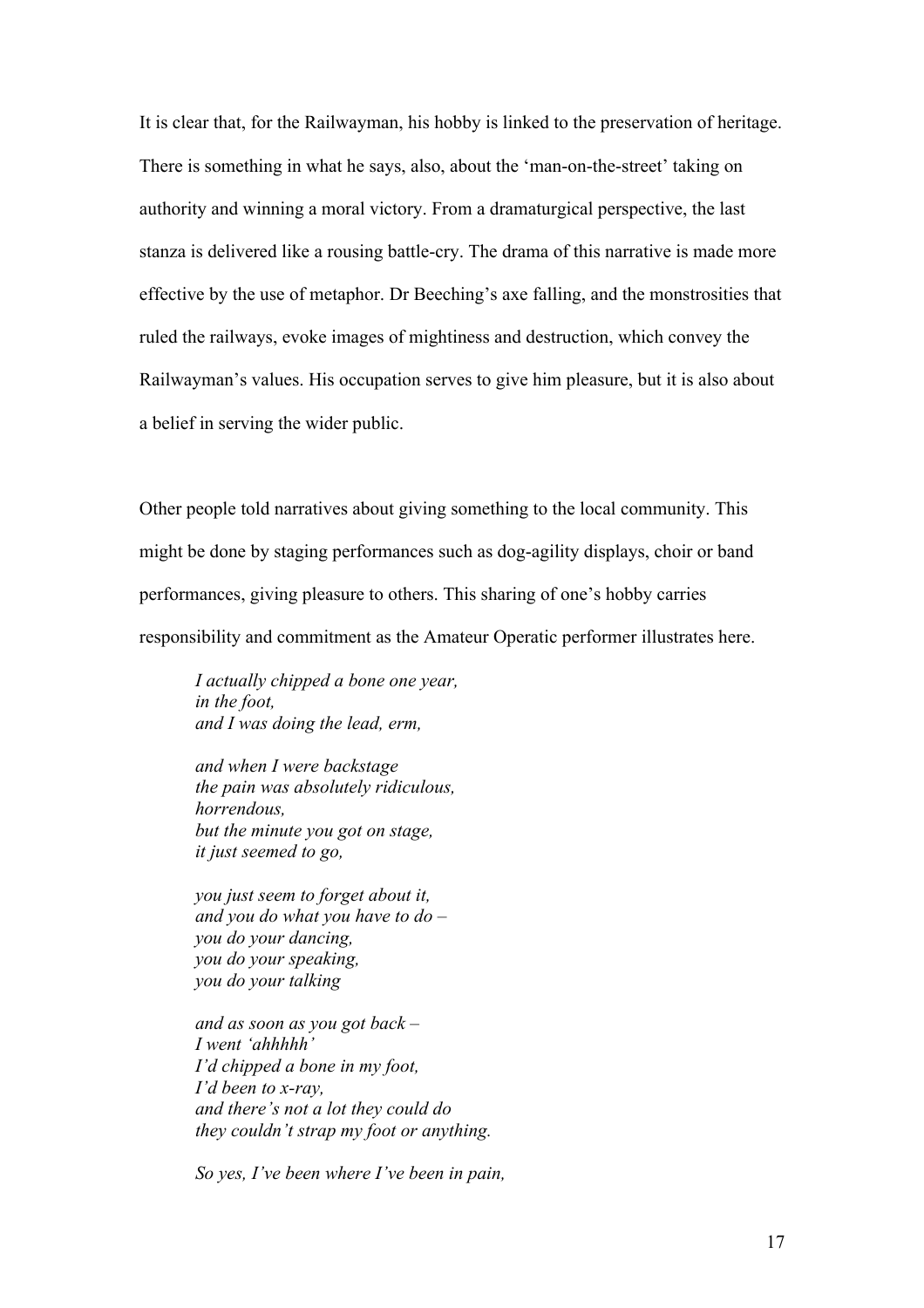It is clear that, for the Railwayman, his hobby is linked to the preservation of heritage. There is something in what he says, also, about the 'man-on-the-street' taking on authority and winning a moral victory. From a dramaturgical perspective, the last stanza is delivered like a rousing battle-cry. The drama of this narrative is made more effective by the use of metaphor. Dr Beeching's axe falling, and the monstrosities that ruled the railways, evoke images of mightiness and destruction, which convey the Railwayman's values. His occupation serves to give him pleasure, but it is also about a belief in serving the wider public.

Other people told narratives about giving something to the local community. This might be done by staging performances such as dog-agility displays, choir or band performances, giving pleasure to others. This sharing of one's hobby carries responsibility and commitment as the Amateur Operatic performer illustrates here.

> *I actually chipped a bone one year,*
> *in the foot,*
> *and I was doing the lead, erm,*
>
> *and when I were backstage*
> *the pain was absolutely ridiculous,*
> *horrendous,*
> *but the minute you got on stage,*
> *it just seemed to go,*
>
> *you just seem to forget about it,*
> *and you do what you have to do –*
> *you do your dancing,*
> *you do your speaking,*
> *you do your talking*
>
> *and as soon as you got back –*
> *I went 'ahhhhh'*
> *I'd chipped a bone in my foot,*
> *I'd been to x-ray,*
> *and there's not a lot they could do*
> *they couldn't strap my foot or anything.*
>
> *So yes, I've been where I've been in pain,*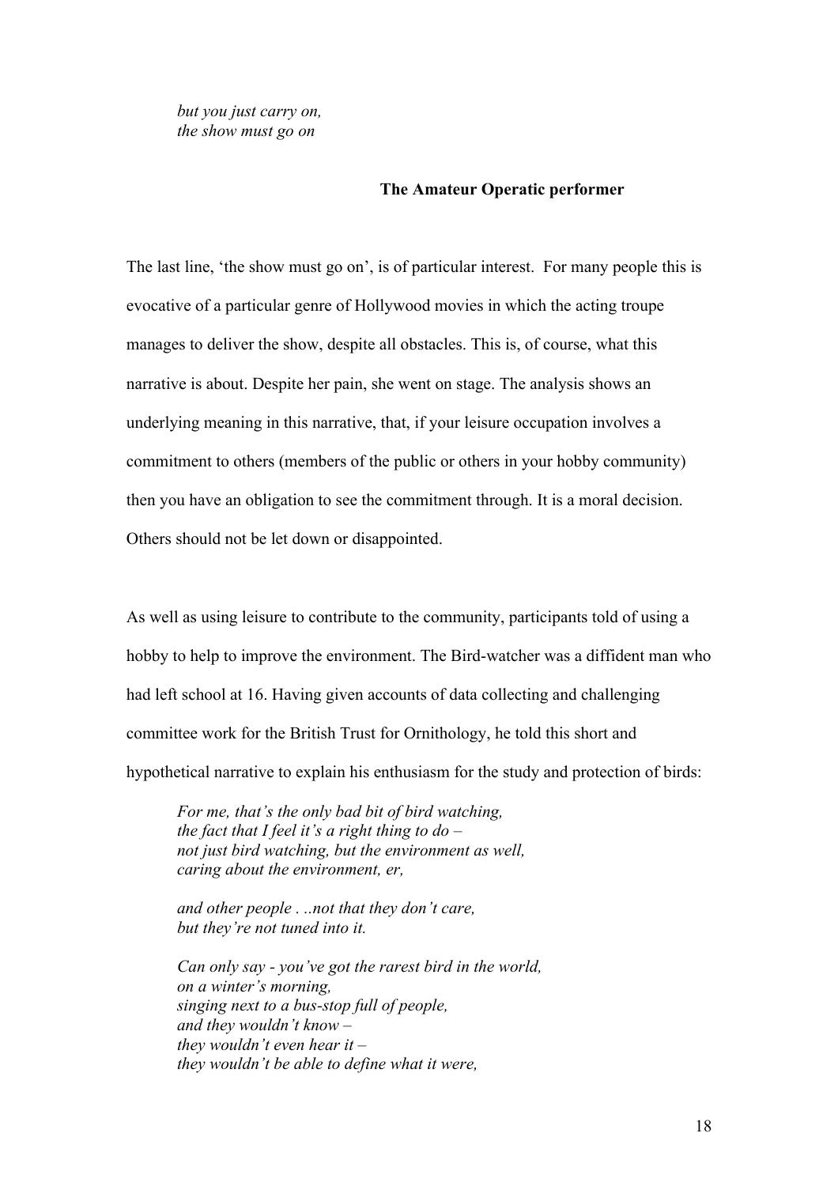*but you just carry on,*
*the show must go on*

**The Amateur Operatic performer**

The last line, 'the show must go on', is of particular interest. For many people this is evocative of a particular genre of Hollywood movies in which the acting troupe manages to deliver the show, despite all obstacles. This is, of course, what this narrative is about. Despite her pain, she went on stage. The analysis shows an underlying meaning in this narrative, that, if your leisure occupation involves a commitment to others (members of the public or others in your hobby community) then you have an obligation to see the commitment through. It is a moral decision. Others should not be let down or disappointed.

As well as using leisure to contribute to the community, participants told of using a hobby to help to improve the environment. The Bird-watcher was a diffident man who had left school at 16. Having given accounts of data collecting and challenging committee work for the British Trust for Ornithology, he told this short and hypothetical narrative to explain his enthusiasm for the study and protection of birds:

*For me, that's the only bad bit of bird watching,*
*the fact that I feel it's a right thing to do –*
*not just bird watching, but the environment as well,*
*caring about the environment, er,*

*and other people . ..not that they don't care,*
*but they're not tuned into it.*

*Can only say - you've got the rarest bird in the world,*
*on a winter's morning,*
*singing next to a bus-stop full of people,*
*and they wouldn't know –*
*they wouldn't even hear it –*
*they wouldn't be able to define what it were,*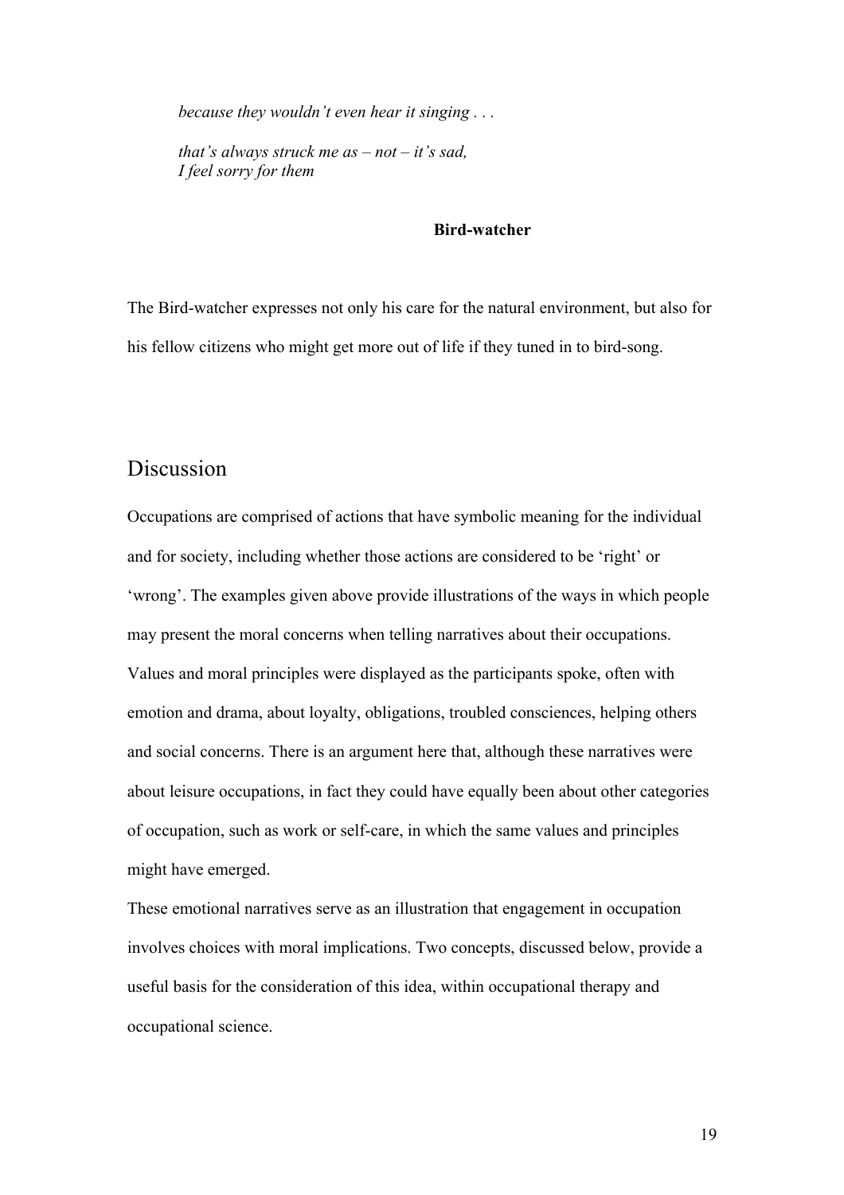*because they wouldn't even hear it singing . . .*

*that's always struck me as – not – it's sad,*
*I feel sorry for them*

**Bird-watcher**

The Bird-watcher expresses not only his care for the natural environment, but also for his fellow citizens who might get more out of life if they tuned in to bird-song.

## Discussion

Occupations are comprised of actions that have symbolic meaning for the individual and for society, including whether those actions are considered to be 'right' or 'wrong'. The examples given above provide illustrations of the ways in which people may present the moral concerns when telling narratives about their occupations. Values and moral principles were displayed as the participants spoke, often with emotion and drama, about loyalty, obligations, troubled consciences, helping others and social concerns. There is an argument here that, although these narratives were about leisure occupations, in fact they could have equally been about other categories of occupation, such as work or self-care, in which the same values and principles might have emerged.

These emotional narratives serve as an illustration that engagement in occupation involves choices with moral implications. Two concepts, discussed below, provide a useful basis for the consideration of this idea, within occupational therapy and occupational science.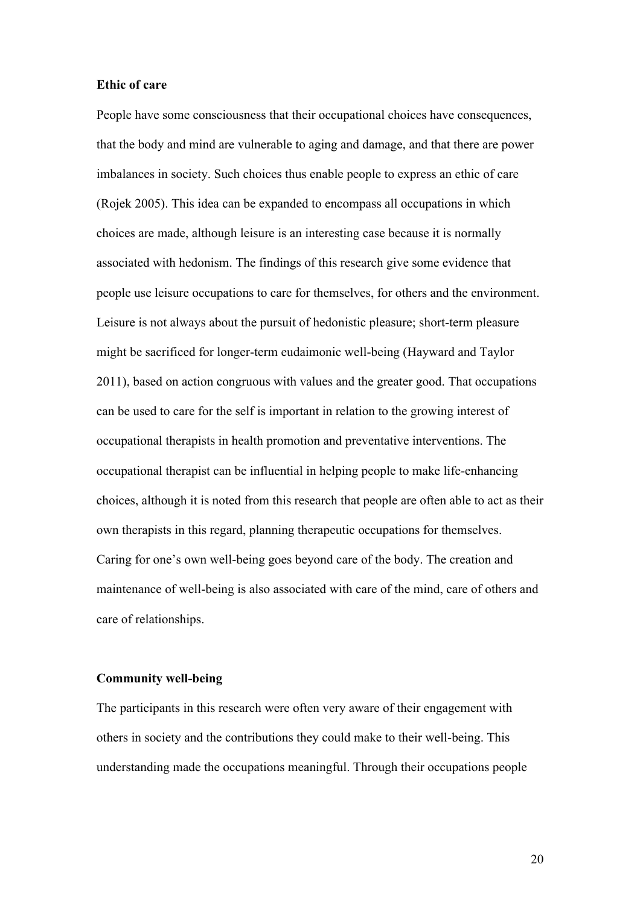**Ethic of care**

People have some consciousness that their occupational choices have consequences, that the body and mind are vulnerable to aging and damage, and that there are power imbalances in society. Such choices thus enable people to express an ethic of care (Rojek 2005). This idea can be expanded to encompass all occupations in which choices are made, although leisure is an interesting case because it is normally associated with hedonism. The findings of this research give some evidence that people use leisure occupations to care for themselves, for others and the environment. Leisure is not always about the pursuit of hedonistic pleasure; short-term pleasure might be sacrificed for longer-term eudaimonic well-being (Hayward and Taylor 2011), based on action congruous with values and the greater good. That occupations can be used to care for the self is important in relation to the growing interest of occupational therapists in health promotion and preventative interventions. The occupational therapist can be influential in helping people to make life-enhancing choices, although it is noted from this research that people are often able to act as their own therapists in this regard, planning therapeutic occupations for themselves. Caring for one's own well-being goes beyond care of the body. The creation and maintenance of well-being is also associated with care of the mind, care of others and care of relationships.

**Community well-being**

The participants in this research were often very aware of their engagement with others in society and the contributions they could make to their well-being. This understanding made the occupations meaningful. Through their occupations people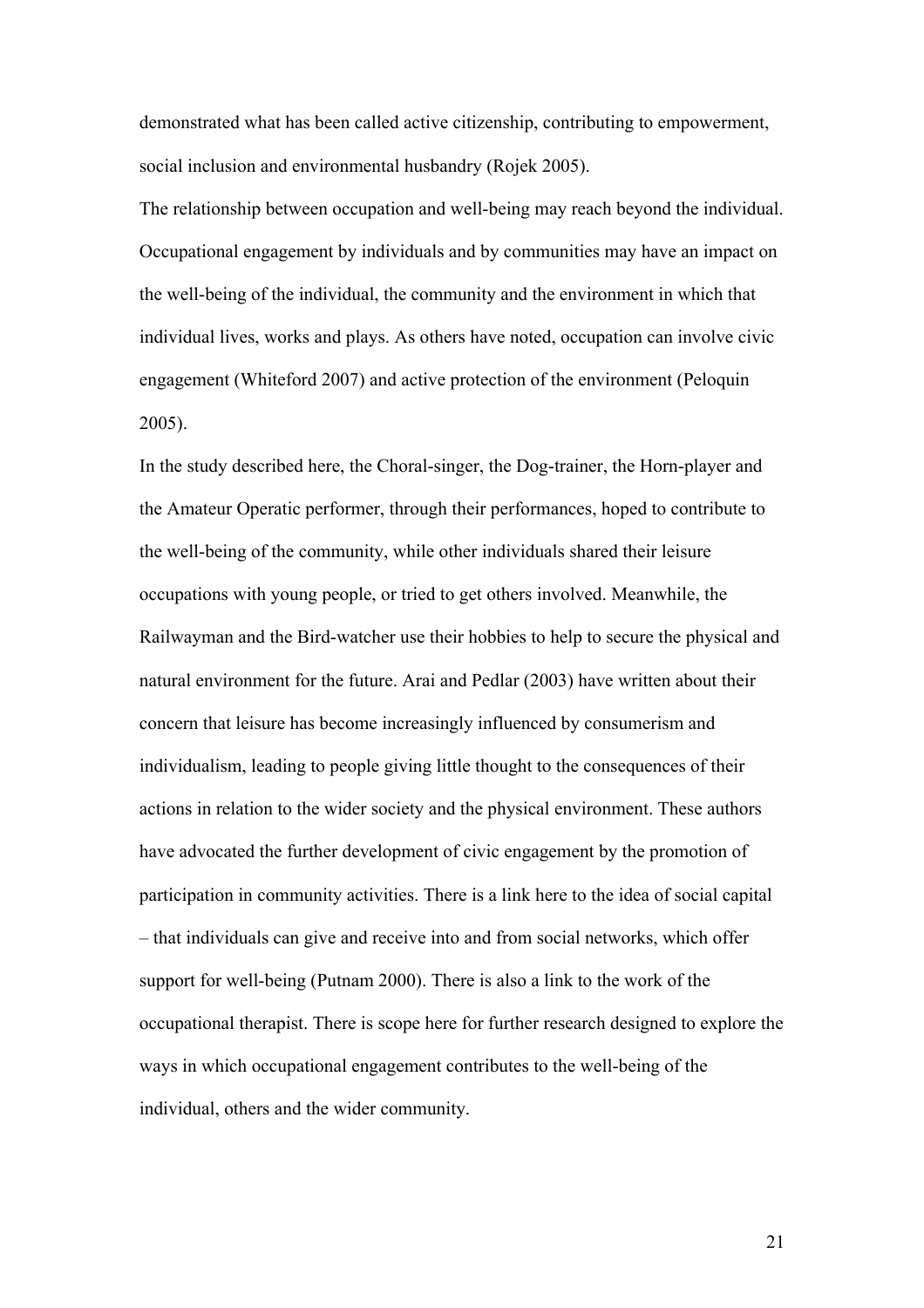demonstrated what has been called active citizenship, contributing to empowerment, social inclusion and environmental husbandry (Rojek 2005).

The relationship between occupation and well-being may reach beyond the individual. Occupational engagement by individuals and by communities may have an impact on the well-being of the individual, the community and the environment in which that individual lives, works and plays. As others have noted, occupation can involve civic engagement (Whiteford 2007) and active protection of the environment (Peloquin 2005).

In the study described here, the Choral-singer, the Dog-trainer, the Horn-player and the Amateur Operatic performer, through their performances, hoped to contribute to the well-being of the community, while other individuals shared their leisure occupations with young people, or tried to get others involved. Meanwhile, the Railwayman and the Bird-watcher use their hobbies to help to secure the physical and natural environment for the future. Arai and Pedlar (2003) have written about their concern that leisure has become increasingly influenced by consumerism and individualism, leading to people giving little thought to the consequences of their actions in relation to the wider society and the physical environment. These authors have advocated the further development of civic engagement by the promotion of participation in community activities. There is a link here to the idea of social capital – that individuals can give and receive into and from social networks, which offer support for well-being (Putnam 2000). There is also a link to the work of the occupational therapist. There is scope here for further research designed to explore the ways in which occupational engagement contributes to the well-being of the individual, others and the wider community.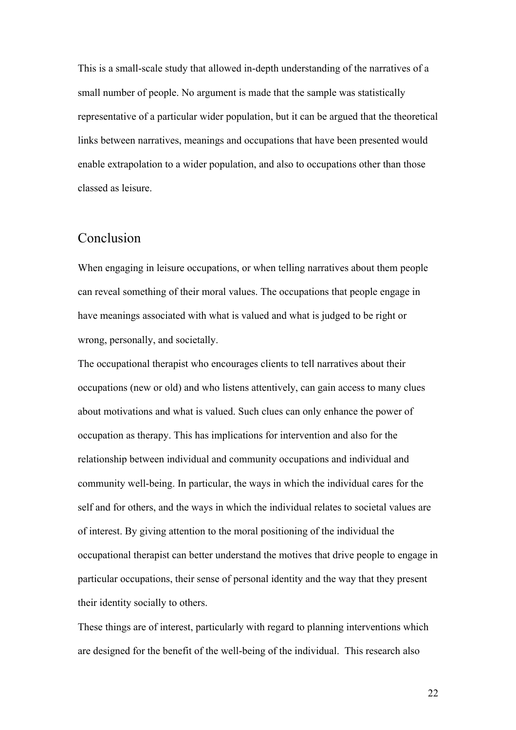This is a small-scale study that allowed in-depth understanding of the narratives of a small number of people. No argument is made that the sample was statistically representative of a particular wider population, but it can be argued that the theoretical links between narratives, meanings and occupations that have been presented would enable extrapolation to a wider population, and also to occupations other than those classed as leisure.

## Conclusion

When engaging in leisure occupations, or when telling narratives about them people can reveal something of their moral values. The occupations that people engage in have meanings associated with what is valued and what is judged to be right or wrong, personally, and societally.

The occupational therapist who encourages clients to tell narratives about their occupations (new or old) and who listens attentively, can gain access to many clues about motivations and what is valued. Such clues can only enhance the power of occupation as therapy. This has implications for intervention and also for the relationship between individual and community occupations and individual and community well-being. In particular, the ways in which the individual cares for the self and for others, and the ways in which the individual relates to societal values are of interest. By giving attention to the moral positioning of the individual the occupational therapist can better understand the motives that drive people to engage in particular occupations, their sense of personal identity and the way that they present their identity socially to others.

These things are of interest, particularly with regard to planning interventions which are designed for the benefit of the well-being of the individual. This research also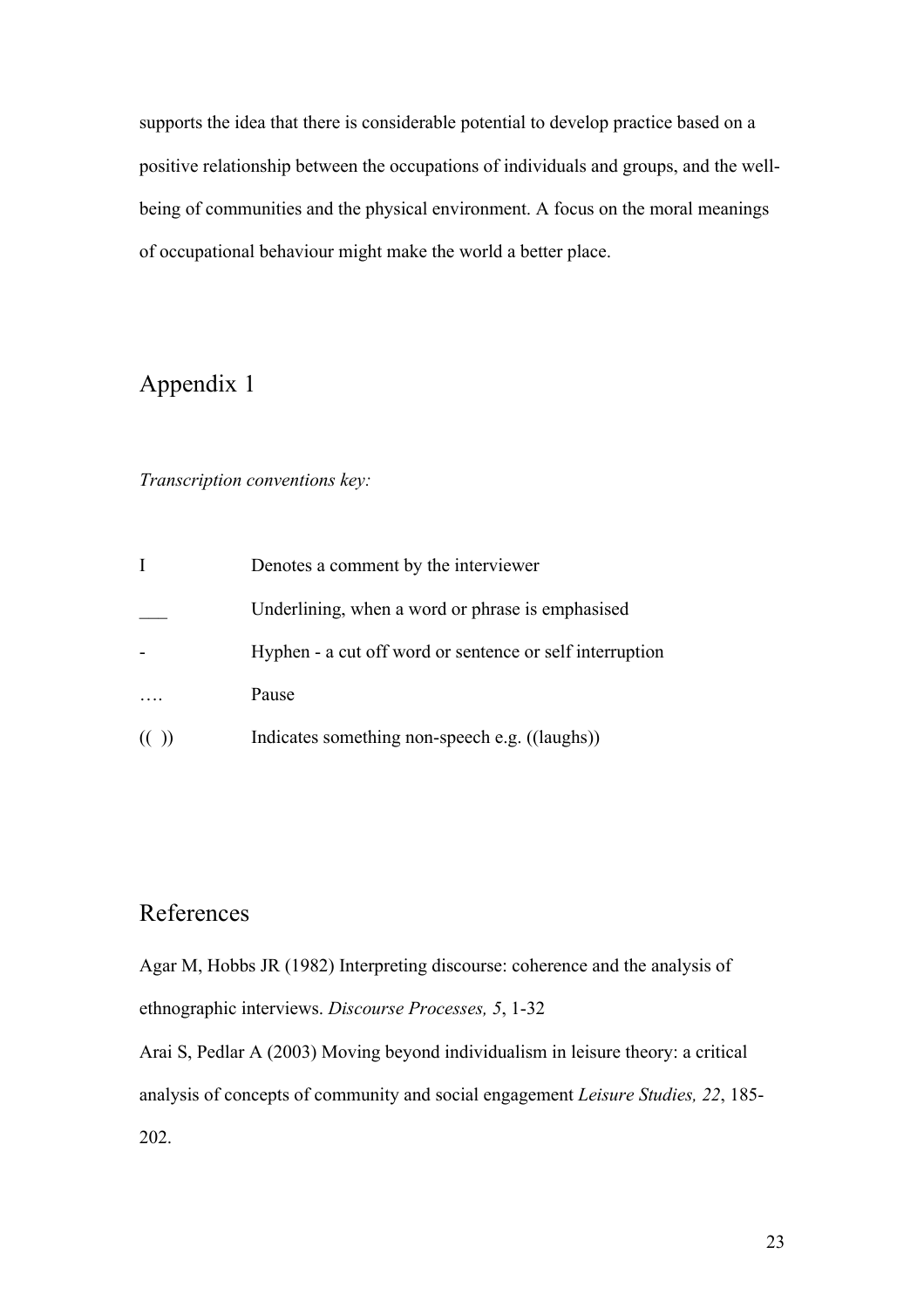supports the idea that there is considerable potential to develop practice based on a positive relationship between the occupations of individuals and groups, and the well-being of communities and the physical environment. A focus on the moral meanings of occupational behaviour might make the world a better place.

## Appendix 1

*Transcription conventions key:*

| | |
|---|---|
| I | Denotes a comment by the interviewer |
| ___ | Underlining, when a word or phrase is emphasised |
| - | Hyphen - a cut off word or sentence or self interruption |
| …. | Pause |
| (( )) | Indicates something non-speech e.g. ((laughs)) |

## References

Agar M, Hobbs JR (1982) Interpreting discourse: coherence and the analysis of ethnographic interviews. *Discourse Processes, 5*, 1-32

Arai S, Pedlar A (2003) Moving beyond individualism in leisure theory: a critical analysis of concepts of community and social engagement *Leisure Studies, 22*, 185-202.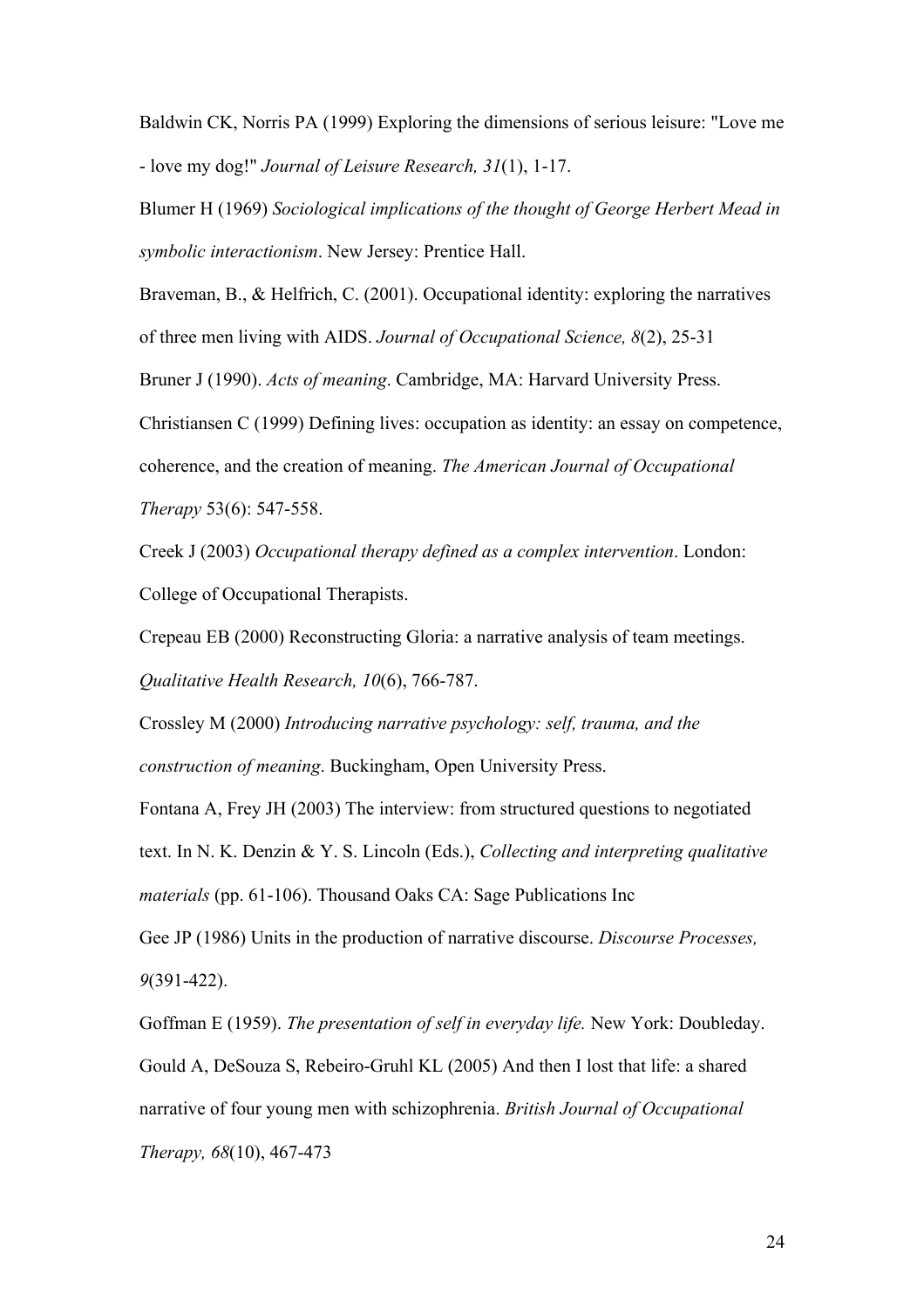Baldwin CK, Norris PA (1999) Exploring the dimensions of serious leisure: "Love me - love my dog!" *Journal of Leisure Research, 31*(1), 1-17.

Blumer H (1969) *Sociological implications of the thought of George Herbert Mead in symbolic interactionism*. New Jersey: Prentice Hall.

Braveman, B., & Helfrich, C. (2001). Occupational identity: exploring the narratives of three men living with AIDS. *Journal of Occupational Science, 8*(2), 25-31

Bruner J (1990). *Acts of meaning*. Cambridge, MA: Harvard University Press.

Christiansen C (1999) Defining lives: occupation as identity: an essay on competence, coherence, and the creation of meaning. *The American Journal of Occupational Therapy* 53(6): 547-558.

Creek J (2003) *Occupational therapy defined as a complex intervention*. London: College of Occupational Therapists.

Crepeau EB (2000) Reconstructing Gloria: a narrative analysis of team meetings. *Qualitative Health Research, 10*(6), 766-787.

Crossley M (2000) *Introducing narrative psychology: self, trauma, and the construction of meaning*. Buckingham, Open University Press.

Fontana A, Frey JH (2003) The interview: from structured questions to negotiated text. In N. K. Denzin & Y. S. Lincoln (Eds.), *Collecting and interpreting qualitative materials* (pp. 61-106). Thousand Oaks CA: Sage Publications Inc

Gee JP (1986) Units in the production of narrative discourse. *Discourse Processes, 9*(391-422).

Goffman E (1959). *The presentation of self in everyday life.* New York: Doubleday.

Gould A, DeSouza S, Rebeiro-Gruhl KL (2005) And then I lost that life: a shared narrative of four young men with schizophrenia. *British Journal of Occupational Therapy, 68*(10), 467-473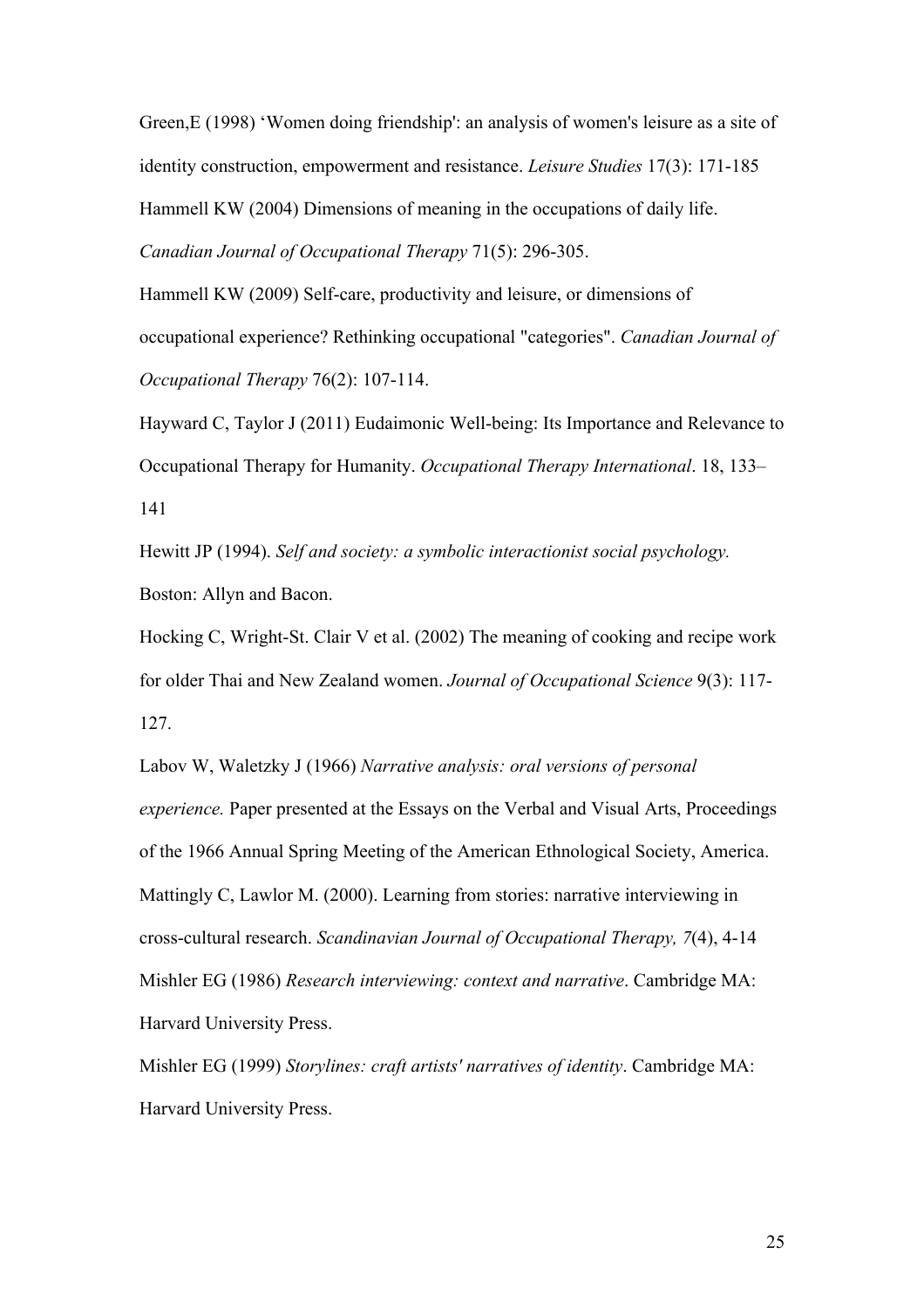Green,E (1998) 'Women doing friendship': an analysis of women's leisure as a site of identity construction, empowerment and resistance. *Leisure Studies* 17(3): 171-185

Hammell KW (2004) Dimensions of meaning in the occupations of daily life. *Canadian Journal of Occupational Therapy* 71(5): 296-305.

Hammell KW (2009) Self-care, productivity and leisure, or dimensions of occupational experience? Rethinking occupational "categories". *Canadian Journal of Occupational Therapy* 76(2): 107-114.

Hayward C, Taylor J (2011) Eudaimonic Well-being: Its Importance and Relevance to Occupational Therapy for Humanity. *Occupational Therapy International*. 18, 133–141

Hewitt JP (1994). *Self and society: a symbolic interactionist social psychology.* Boston: Allyn and Bacon.

Hocking C, Wright-St. Clair V et al. (2002) The meaning of cooking and recipe work for older Thai and New Zealand women. *Journal of Occupational Science* 9(3): 117-127.

Labov W, Waletzky J (1966) *Narrative analysis: oral versions of personal experience.* Paper presented at the Essays on the Verbal and Visual Arts, Proceedings of the 1966 Annual Spring Meeting of the American Ethnological Society, America.

Mattingly C, Lawlor M. (2000). Learning from stories: narrative interviewing in cross-cultural research. *Scandinavian Journal of Occupational Therapy, 7*(4), 4-14

Mishler EG (1986) *Research interviewing: context and narrative*. Cambridge MA: Harvard University Press.

Mishler EG (1999) *Storylines: craft artists' narratives of identity*. Cambridge MA: Harvard University Press.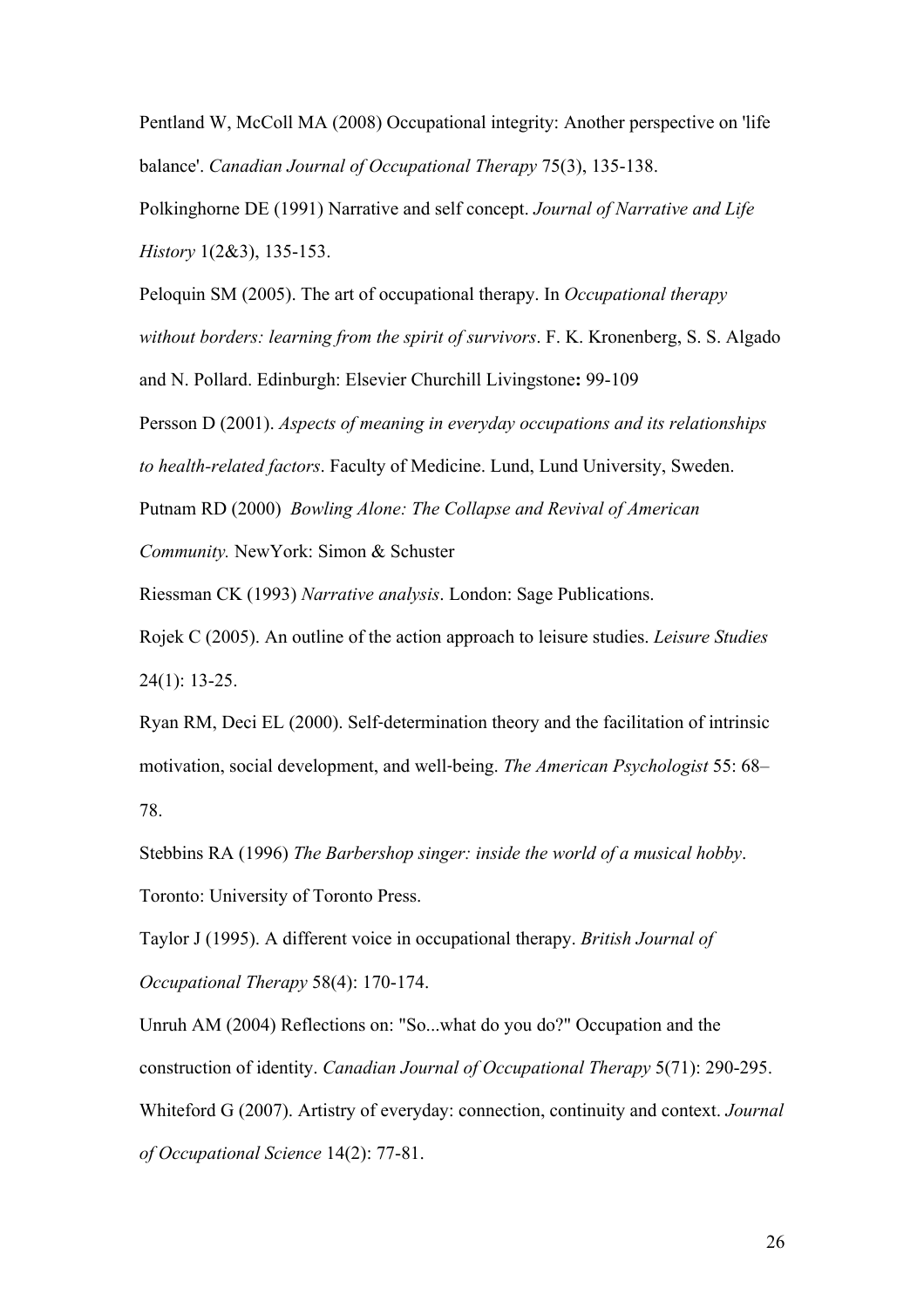Pentland W, McColl MA (2008) Occupational integrity: Another perspective on 'life balance'. *Canadian Journal of Occupational Therapy* 75(3), 135-138.

Polkinghorne DE (1991) Narrative and self concept. *Journal of Narrative and Life History* 1(2&3), 135-153.

Peloquin SM (2005). The art of occupational therapy. In *Occupational therapy without borders: learning from the spirit of survivors*. F. K. Kronenberg, S. S. Algado and N. Pollard. Edinburgh: Elsevier Churchill Livingstone**:** 99-109

Persson D (2001). *Aspects of meaning in everyday occupations and its relationships to health-related factors*. Faculty of Medicine. Lund, Lund University, Sweden.

Putnam RD (2000) *Bowling Alone: The Collapse and Revival of American Community.* NewYork: Simon & Schuster

Riessman CK (1993) *Narrative analysis*. London: Sage Publications.

Rojek C (2005). An outline of the action approach to leisure studies. *Leisure Studies* 24(1): 13-25.

Ryan RM, Deci EL (2000). Self-determination theory and the facilitation of intrinsic motivation, social development, and well-being. *The American Psychologist* 55: 68–78.

Stebbins RA (1996) *The Barbershop singer: inside the world of a musical hobby*. Toronto: University of Toronto Press.

Taylor J (1995). A different voice in occupational therapy. *British Journal of Occupational Therapy* 58(4): 170-174.

Unruh AM (2004) Reflections on: "So...what do you do?" Occupation and the construction of identity. *Canadian Journal of Occupational Therapy* 5(71): 290-295.

Whiteford G (2007). Artistry of everyday: connection, continuity and context. *Journal of Occupational Science* 14(2): 77-81.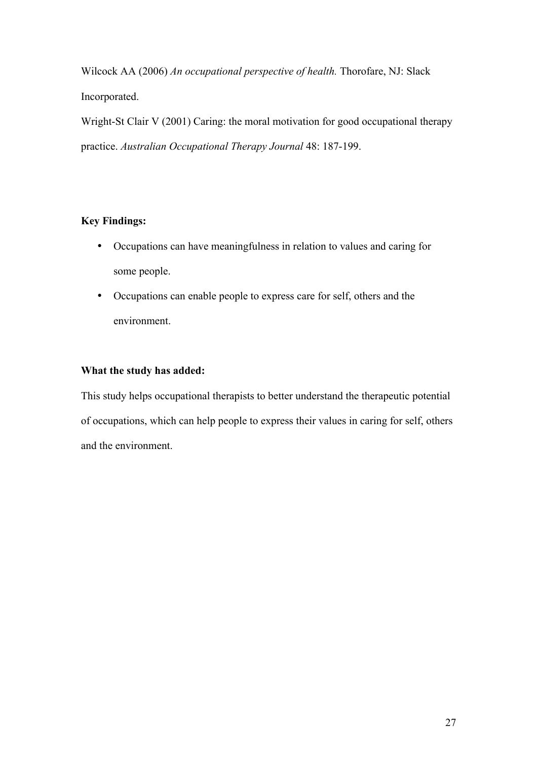Wilcock AA (2006) *An occupational perspective of health.* Thorofare, NJ: Slack Incorporated.

Wright-St Clair V (2001) Caring: the moral motivation for good occupational therapy practice. *Australian Occupational Therapy Journal* 48: 187-199.

**Key Findings:**

- Occupations can have meaningfulness in relation to values and caring for some people.
- Occupations can enable people to express care for self, others and the environment.

**What the study has added:**

This study helps occupational therapists to better understand the therapeutic potential of occupations, which can help people to express their values in caring for self, others and the environment.